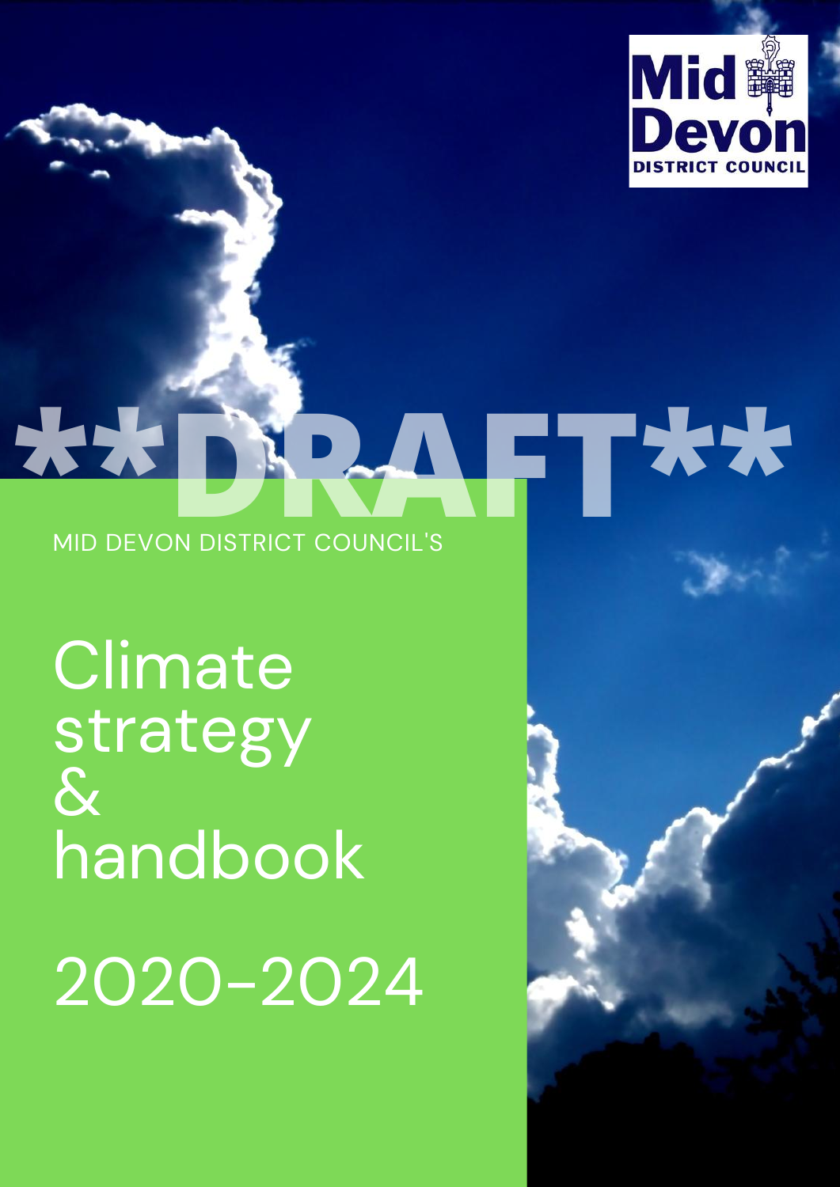Mid Devon DISTRICT COUNCIL

**DRAFT**

MID DEVON DISTRICT COUNCIL'S

# Climate strategy & handbook

2020-2024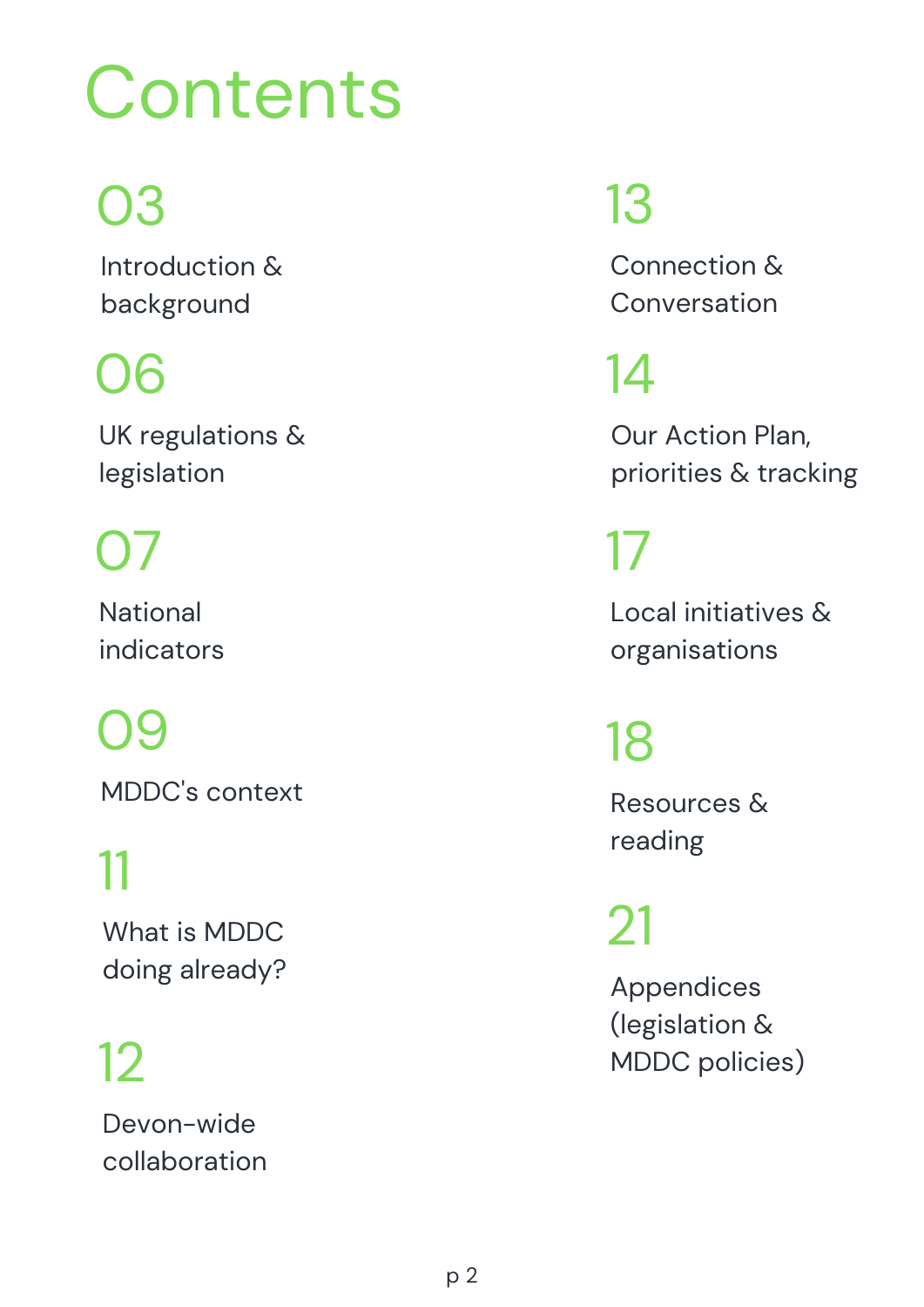# Contents

03 Introduction & background

06 UK regulations & legislation

07 National indicators

09 MDDC's context

11 What is MDDC doing already?

12 Devon-wide collaboration

13 Connection & Conversation

14 Our Action Plan, priorities & tracking

17 Local initiatives & organisations

18 Resources & reading

21 Appendices (legislation & MDDC policies)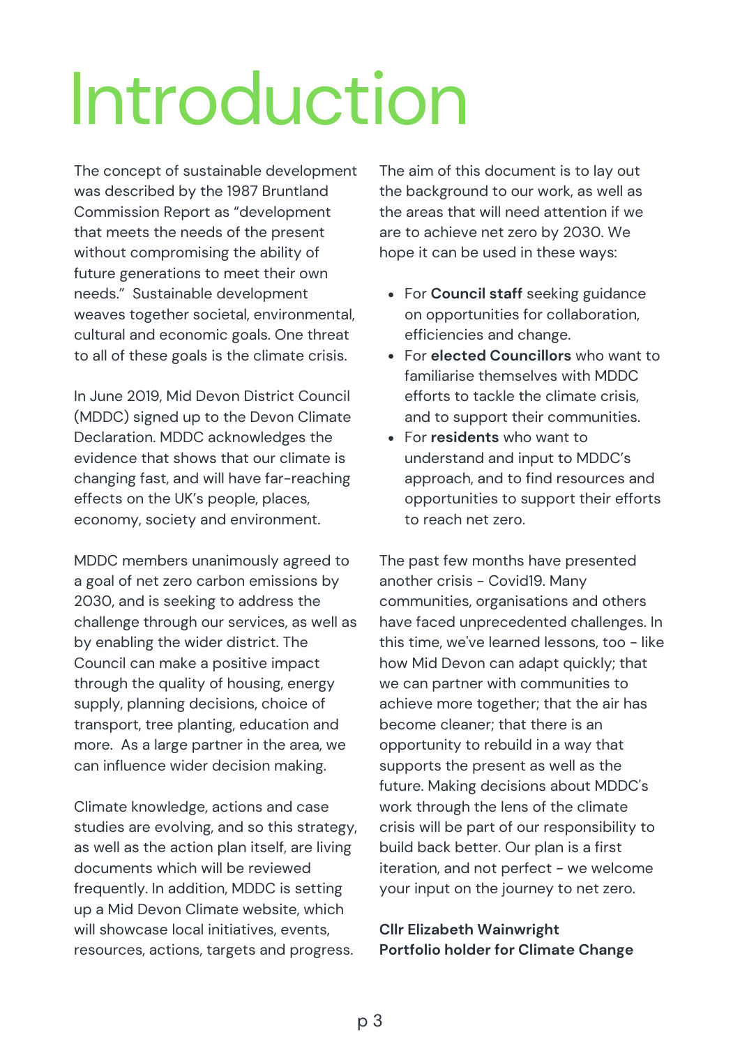# Introduction

The concept of sustainable development was described by the 1987 Bruntland Commission Report as "development that meets the needs of the present without compromising the ability of future generations to meet their own needs." Sustainable development weaves together societal, environmental, cultural and economic goals. One threat to all of these goals is the climate crisis.

In June 2019, Mid Devon District Council (MDDC) signed up to the Devon Climate Declaration. MDDC acknowledges the evidence that shows that our climate is changing fast, and will have far-reaching effects on the UK's people, places, economy, society and environment.

MDDC members unanimously agreed to a goal of net zero carbon emissions by 2030, and is seeking to address the challenge through our services, as well as by enabling the wider district. The Council can make a positive impact through the quality of housing, energy supply, planning decisions, choice of transport, tree planting, education and more. As a large partner in the area, we can influence wider decision making.

Climate knowledge, actions and case studies are evolving, and so this strategy, as well as the action plan itself, are living documents which will be reviewed frequently. In addition, MDDC is setting up a Mid Devon Climate website, which will showcase local initiatives, events, resources, actions, targets and progress.

The aim of this document is to lay out the background to our work, as well as the areas that will need attention if we are to achieve net zero by 2030. We hope it can be used in these ways:

- For **Council staff** seeking guidance on opportunities for collaboration, efficiencies and change.
- For **elected Councillors** who want to familiarise themselves with MDDC efforts to tackle the climate crisis, and to support their communities.
- For **residents** who want to understand and input to MDDC's approach, and to find resources and opportunities to support their efforts to reach net zero.

The past few months have presented another crisis - Covid19. Many communities, organisations and others have faced unprecedented challenges. In this time, we've learned lessons, too - like how Mid Devon can adapt quickly; that we can partner with communities to achieve more together; that the air has become cleaner; that there is an opportunity to rebuild in a way that supports the present as well as the future. Making decisions about MDDC's work through the lens of the climate crisis will be part of our responsibility to build back better. Our plan is a first iteration, and not perfect - we welcome your input on the journey to net zero.

**Cllr Elizabeth Wainwright**
**Portfolio holder for Climate Change**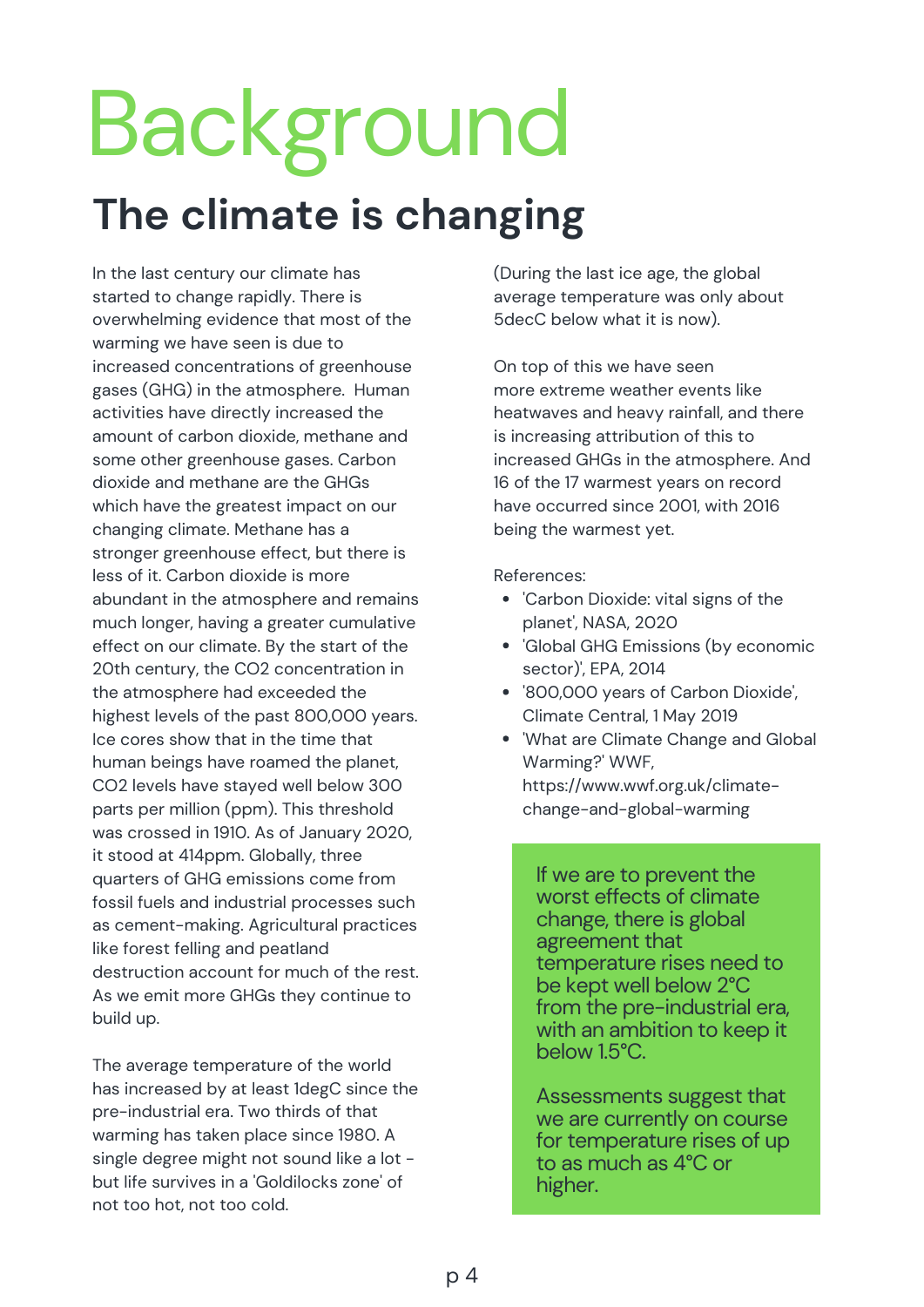# Background

## The climate is changing

In the last century our climate has started to change rapidly. There is overwhelming evidence that most of the warming we have seen is due to increased concentrations of greenhouse gases (GHG) in the atmosphere. Human activities have directly increased the amount of carbon dioxide, methane and some other greenhouse gases. Carbon dioxide and methane are the GHGs which have the greatest impact on our changing climate. Methane has a stronger greenhouse effect, but there is less of it. Carbon dioxide is more abundant in the atmosphere and remains much longer, having a greater cumulative effect on our climate. By the start of the 20th century, the $CO_2$ concentration in the atmosphere had exceeded the highest levels of the past 800,000 years. Ice cores show that in the time that human beings have roamed the planet, $CO_2$ levels have stayed well below 300 parts per million (ppm). This threshold was crossed in 1910. As of January 2020, it stood at 414ppm. Globally, three quarters of GHG emissions come from fossil fuels and industrial processes such as cement-making. Agricultural practices like forest felling and peatland destruction account for much of the rest. As we emit more GHGs they continue to build up.

The average temperature of the world has increased by at least 1degC since the pre-industrial era. Two thirds of that warming has taken place since 1980. A single degree might not sound like a lot - but life survives in a 'Goldilocks zone' of not too hot, not too cold. (During the last ice age, the global average temperature was only about 5decC below what it is now).

On top of this we have seen more extreme weather events like heatwaves and heavy rainfall, and there is increasing attribution of this to increased GHGs in the atmosphere. And 16 of the 17 warmest years on record have occurred since 2001, with 2016 being the warmest yet.

References:

- 'Carbon Dioxide: vital signs of the planet', NASA, 2020
- 'Global GHG Emissions (by economic sector)', EPA, 2014
- '800,000 years of Carbon Dioxide', Climate Central, 1 May 2019
- 'What are Climate Change and Global Warming?' WWF, https://www.wwf.org.uk/climate-change-and-global-warming

If we are to prevent the worst effects of climate change, there is global agreement that temperature rises need to be kept well below 2°C from the pre-industrial era, with an ambition to keep it below 1.5°C.

Assessments suggest that we are currently on course for temperature rises of up to as much as 4°C or higher.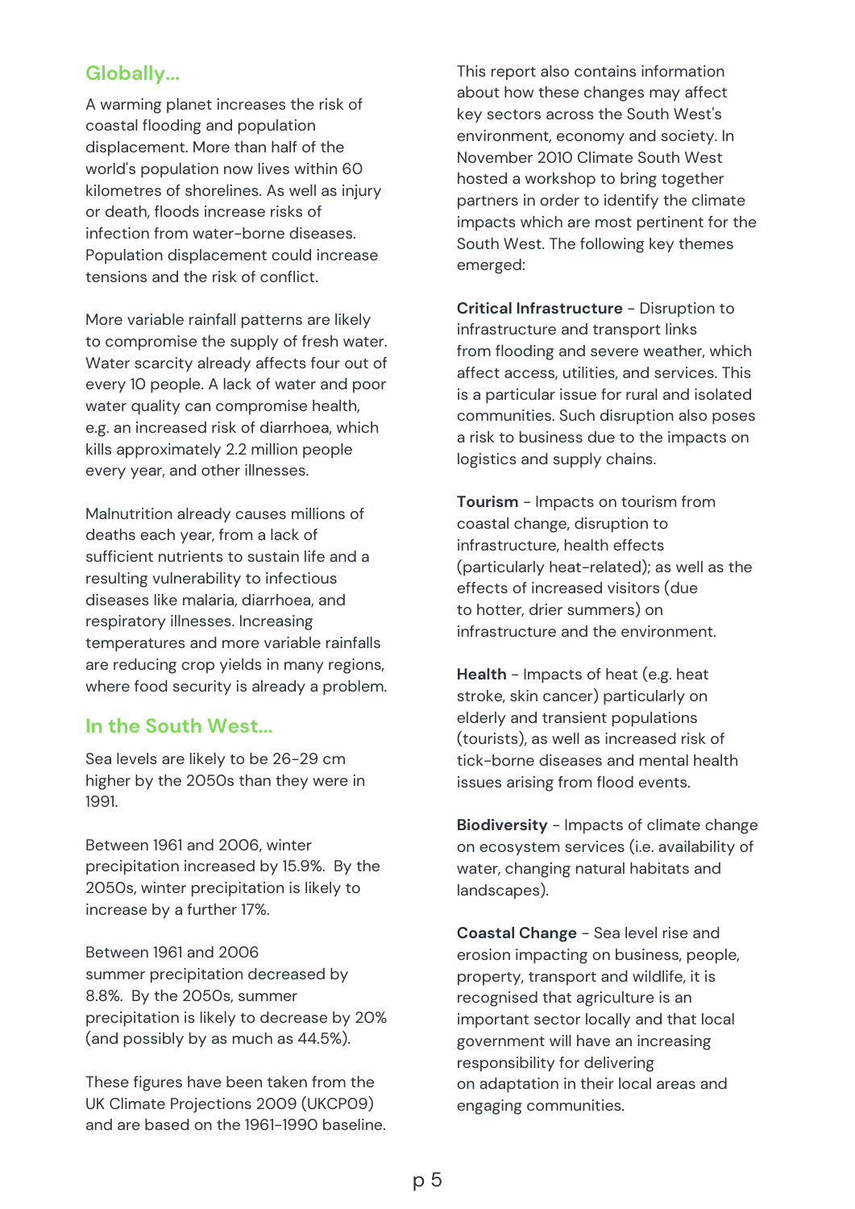## Globally...

A warming planet increases the risk of coastal flooding and population displacement. More than half of the world's population now lives within 60 kilometres of shorelines. As well as injury or death, floods increase risks of infection from water-borne diseases. Population displacement could increase tensions and the risk of conflict.

More variable rainfall patterns are likely to compromise the supply of fresh water. Water scarcity already affects four out of every 10 people. A lack of water and poor water quality can compromise health, e.g. an increased risk of diarrhoea, which kills approximately 2.2 million people every year, and other illnesses.

Malnutrition already causes millions of deaths each year, from a lack of sufficient nutrients to sustain life and a resulting vulnerability to infectious diseases like malaria, diarrhoea, and respiratory illnesses. Increasing temperatures and more variable rainfalls are reducing crop yields in many regions, where food security is already a problem.

## In the South West...

Sea levels are likely to be 26-29 cm higher by the 2050s than they were in 1991.

Between 1961 and 2006, winter precipitation increased by 15.9%. By the 2050s, winter precipitation is likely to increase by a further 17%.

Between 1961 and 2006 summer precipitation decreased by 8.8%. By the 2050s, summer precipitation is likely to decrease by 20% (and possibly by as much as 44.5%).

These figures have been taken from the UK Climate Projections 2009 (UKCP09) and are based on the 1961-1990 baseline.

This report also contains information about how these changes may affect key sectors across the South West's environment, economy and society. In November 2010 Climate South West hosted a workshop to bring together partners in order to identify the climate impacts which are most pertinent for the South West. The following key themes emerged:

**Critical Infrastructure** - Disruption to infrastructure and transport links from flooding and severe weather, which affect access, utilities, and services. This is a particular issue for rural and isolated communities. Such disruption also poses a risk to business due to the impacts on logistics and supply chains.

**Tourism** - Impacts on tourism from coastal change, disruption to infrastructure, health effects (particularly heat-related); as well as the effects of increased visitors (due to hotter, drier summers) on infrastructure and the environment.

**Health** - Impacts of heat (e.g. heat stroke, skin cancer) particularly on elderly and transient populations (tourists), as well as increased risk of tick-borne diseases and mental health issues arising from flood events.

**Biodiversity** - Impacts of climate change on ecosystem services (i.e. availability of water, changing natural habitats and landscapes).

**Coastal Change** - Sea level rise and erosion impacting on business, people, property, transport and wildlife, it is recognised that agriculture is an important sector locally and that local government will have an increasing responsibility for delivering on adaptation in their local areas and engaging communities.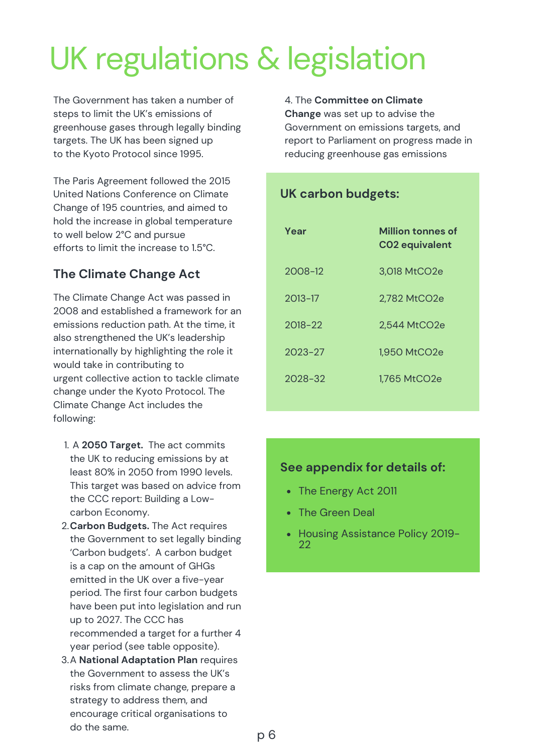# UK regulations & legislation

The Government has taken a number of steps to limit the UK's emissions of greenhouse gases through legally binding targets. The UK has been signed up to the Kyoto Protocol since 1995.

The Paris Agreement followed the 2015 United Nations Conference on Climate Change of 195 countries, and aimed to hold the increase in global temperature to well below 2°C and pursue efforts to limit the increase to 1.5°C.

## The Climate Change Act

The Climate Change Act was passed in 2008 and established a framework for an emissions reduction path. At the time, it also strengthened the UK's leadership internationally by highlighting the role it would take in contributing to urgent collective action to tackle climate change under the Kyoto Protocol. The Climate Change Act includes the following:

1. A **2050 Target.** The act commits the UK to reducing emissions by at least 80% in 2050 from 1990 levels. This target was based on advice from the CCC report: Building a Low-carbon Economy.
2. **Carbon Budgets.** The Act requires the Government to set legally binding 'Carbon budgets'. A carbon budget is a cap on the amount of GHGs emitted in the UK over a five-year period. The first four carbon budgets have been put into legislation and run up to 2027. The CCC has recommended a target for a further 4 year period (see table opposite).
3. A **National Adaptation Plan** requires the Government to assess the UK's risks from climate change, prepare a strategy to address them, and encourage critical organisations to do the same.
4. The **Committee on Climate Change** was set up to advise the Government on emissions targets, and report to Parliament on progress made in reducing greenhouse gas emissions

### UK carbon budgets:

| Year | Million tonnes of $CO_2$ equivalent |
|---|---|
| 2008-12 | 3,018 $MtCO_2e$ |
| 2013-17 | 2,782 $MtCO_2e$ |
| 2018-22 | 2,544 $MtCO_2e$ |
| 2023-27 | 1,950 $MtCO_2e$ |
| 2028-32 | 1,765 $MtCO_2e$ |

### See appendix for details of:

- The Energy Act 2011
- The Green Deal
- Housing Assistance Policy 2019-22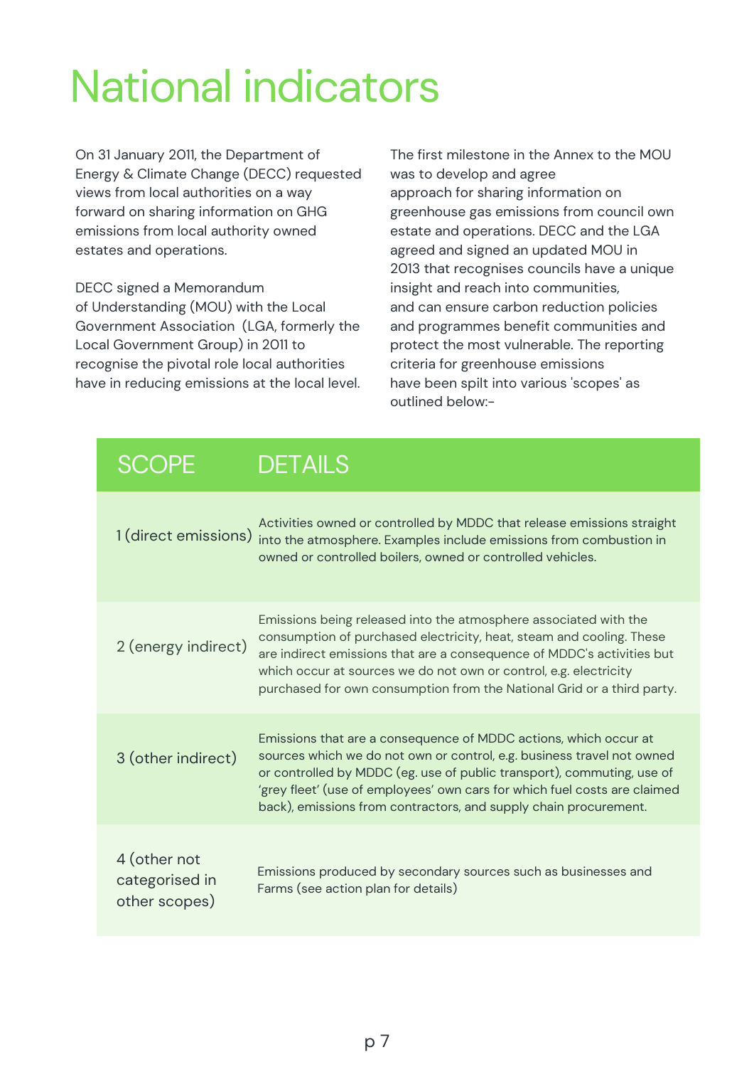# National indicators

On 31 January 2011, the Department of Energy & Climate Change (DECC) requested views from local authorities on a way forward on sharing information on GHG emissions from local authority owned estates and operations.

DECC signed a Memorandum of Understanding (MOU) with the Local Government Association (LGA, formerly the Local Government Group) in 2011 to recognise the pivotal role local authorities have in reducing emissions at the local level.

The first milestone in the Annex to the MOU was to develop and agree approach for sharing information on greenhouse gas emissions from council own estate and operations. DECC and the LGA agreed and signed an updated MOU in 2013 that recognises councils have a unique insight and reach into communities, and can ensure carbon reduction policies and programmes benefit communities and protect the most vulnerable. The reporting criteria for greenhouse emissions have been spilt into various 'scopes' as outlined below:-

| SCOPE | DETAILS |
| --- | --- |
| 1 (direct emissions) | Activities owned or controlled by MDDC that release emissions straight into the atmosphere. Examples include emissions from combustion in owned or controlled boilers, owned or controlled vehicles. |
| 2 (energy indirect) | Emissions being released into the atmosphere associated with the consumption of purchased electricity, heat, steam and cooling. These are indirect emissions that are a consequence of MDDC's activities but which occur at sources we do not own or control, e.g. electricity purchased for own consumption from the National Grid or a third party. |
| 3 (other indirect) | Emissions that are a consequence of MDDC actions, which occur at sources which we do not own or control, e.g. business travel not owned or controlled by MDDC (eg. use of public transport), commuting, use of 'grey fleet' (use of employees' own cars for which fuel costs are claimed back), emissions from contractors, and supply chain procurement. |
| 4 (other not categorised in other scopes) | Emissions produced by secondary sources such as businesses and Farms (see action plan for details) |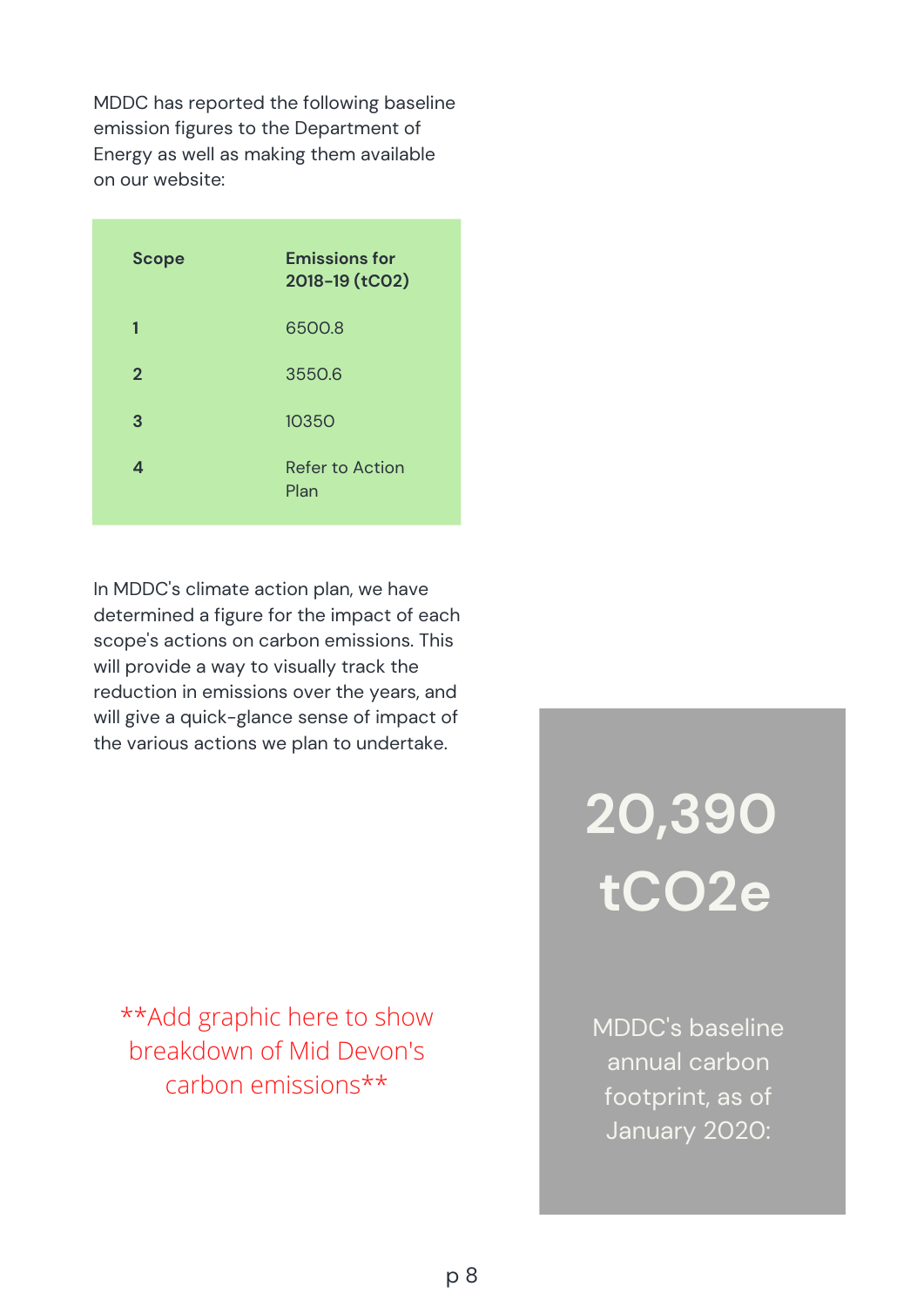MDDC has reported the following baseline emission figures to the Department of Energy as well as making them available on our website:

| Scope | Emissions for 2018-19 (tCO2) |
|---|---|
| 1 | 6500.8 |
| 2 | 3550.6 |
| 3 | 10350 |
| 4 | Refer to Action Plan |

In MDDC's climate action plan, we have determined a figure for the impact of each scope's actions on carbon emissions. This will provide a way to visually track the reduction in emissions over the years, and will give a quick-glance sense of impact of the various actions we plan to undertake.

**Add graphic here to show breakdown of Mid Devon's carbon emissions**

**20,390 tCO2e**

MDDC's baseline annual carbon footprint, as of January 2020: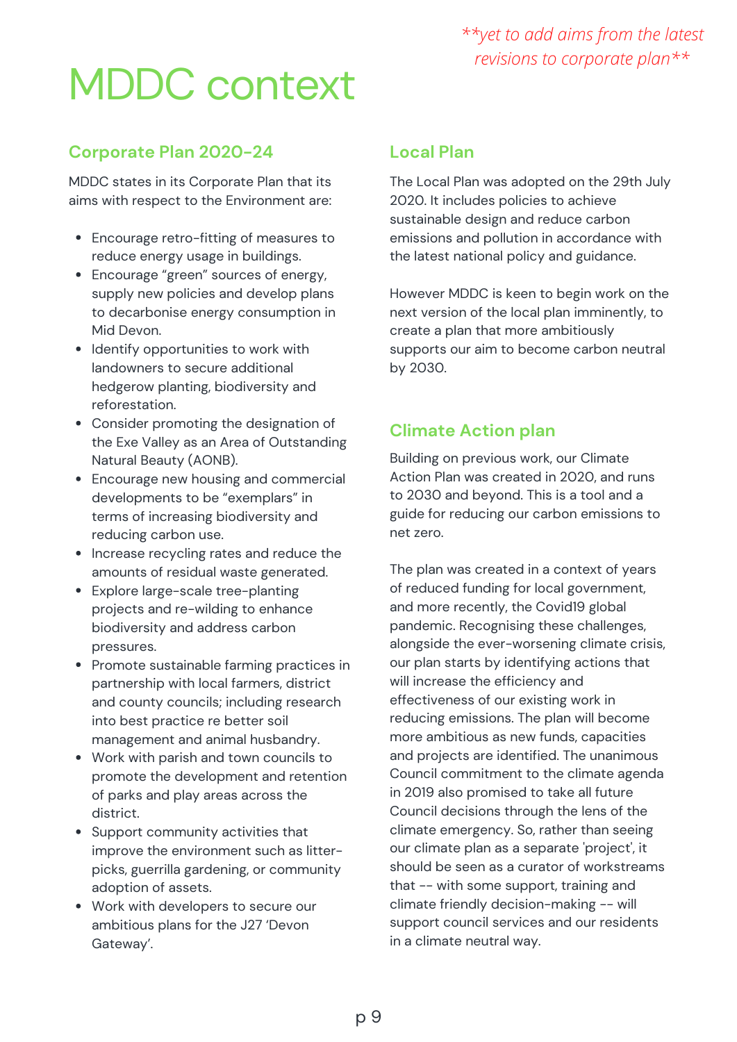*\*\*yet to add aims from the latest revisions to corporate plan\*\**

# MDDC context

## Corporate Plan 2020-24

MDDC states in its Corporate Plan that its aims with respect to the Environment are:

- Encourage retro-fitting of measures to reduce energy usage in buildings.
- Encourage "green" sources of energy, supply new policies and develop plans to decarbonise energy consumption in Mid Devon.
- Identify opportunities to work with landowners to secure additional hedgerow planting, biodiversity and reforestation.
- Consider promoting the designation of the Exe Valley as an Area of Outstanding Natural Beauty (AONB).
- Encourage new housing and commercial developments to be "exemplars" in terms of increasing biodiversity and reducing carbon use.
- Increase recycling rates and reduce the amounts of residual waste generated.
- Explore large-scale tree-planting projects and re-wilding to enhance biodiversity and address carbon pressures.
- Promote sustainable farming practices in partnership with local farmers, district and county councils; including research into best practice re better soil management and animal husbandry.
- Work with parish and town councils to promote the development and retention of parks and play areas across the district.
- Support community activities that improve the environment such as litter-picks, guerrilla gardening, or community adoption of assets.
- Work with developers to secure our ambitious plans for the J27 'Devon Gateway'.

## Local Plan

The Local Plan was adopted on the 29th July 2020. It includes policies to achieve sustainable design and reduce carbon emissions and pollution in accordance with the latest national policy and guidance.

However MDDC is keen to begin work on the next version of the local plan imminently, to create a plan that more ambitiously supports our aim to become carbon neutral by 2030.

## Climate Action plan

Building on previous work, our Climate Action Plan was created in 2020, and runs to 2030 and beyond. This is a tool and a guide for reducing our carbon emissions to net zero.

The plan was created in a context of years of reduced funding for local government, and more recently, the Covid19 global pandemic. Recognising these challenges, alongside the ever-worsening climate crisis, our plan starts by identifying actions that will increase the efficiency and effectiveness of our existing work in reducing emissions. The plan will become more ambitious as new funds, capacities and projects are identified. The unanimous Council commitment to the climate agenda in 2019 also promised to take all future Council decisions through the lens of the climate emergency. So, rather than seeing our climate plan as a separate 'project', it should be seen as a curator of workstreams that -- with some support, training and climate friendly decision-making -- will support council services and our residents in a climate neutral way.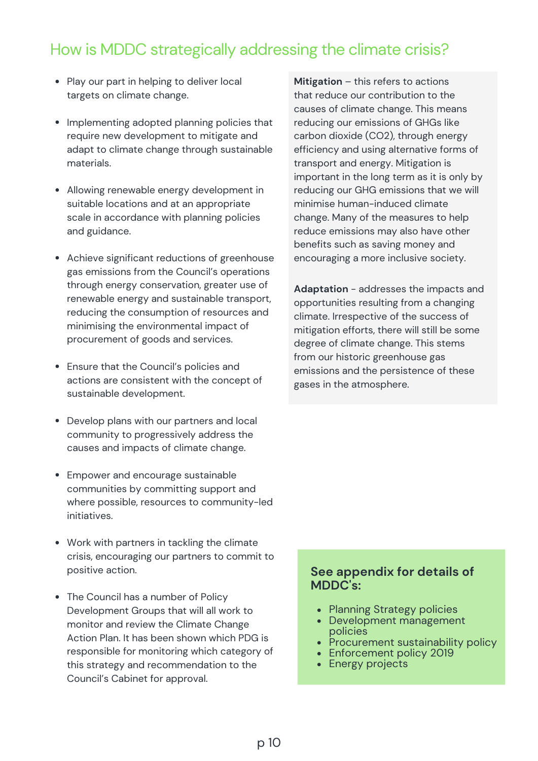## How is MDDC strategically addressing the climate crisis?

- Play our part in helping to deliver local targets on climate change.
- Implementing adopted planning policies that require new development to mitigate and adapt to climate change through sustainable materials.
- Allowing renewable energy development in suitable locations and at an appropriate scale in accordance with planning policies and guidance.
- Achieve significant reductions of greenhouse gas emissions from the Council's operations through energy conservation, greater use of renewable energy and sustainable transport, reducing the consumption of resources and minimising the environmental impact of procurement of goods and services.
- Ensure that the Council's policies and actions are consistent with the concept of sustainable development.
- Develop plans with our partners and local community to progressively address the causes and impacts of climate change.
- Empower and encourage sustainable communities by committing support and where possible, resources to community-led initiatives.
- Work with partners in tackling the climate crisis, encouraging our partners to commit to positive action.
- The Council has a number of Policy Development Groups that will all work to monitor and review the Climate Change Action Plan. It has been shown which PDG is responsible for monitoring which category of this strategy and recommendation to the Council's Cabinet for approval.

**Mitigation** – this refers to actions that reduce our contribution to the causes of climate change. This means reducing our emissions of GHGs like carbon dioxide ($CO_2$), through energy efficiency and using alternative forms of transport and energy. Mitigation is important in the long term as it is only by reducing our GHG emissions that we will minimise human-induced climate change. Many of the measures to help reduce emissions may also have other benefits such as saving money and encouraging a more inclusive society.

**Adaptation** - addresses the impacts and opportunities resulting from a changing climate. Irrespective of the success of mitigation efforts, there will still be some degree of climate change. This stems from our historic greenhouse gas emissions and the persistence of these gases in the atmosphere.

### See appendix for details of MDDC's:

- Planning Strategy policies
- Development management policies
- Procurement sustainability policy
- Enforcement policy 2019
- Energy projects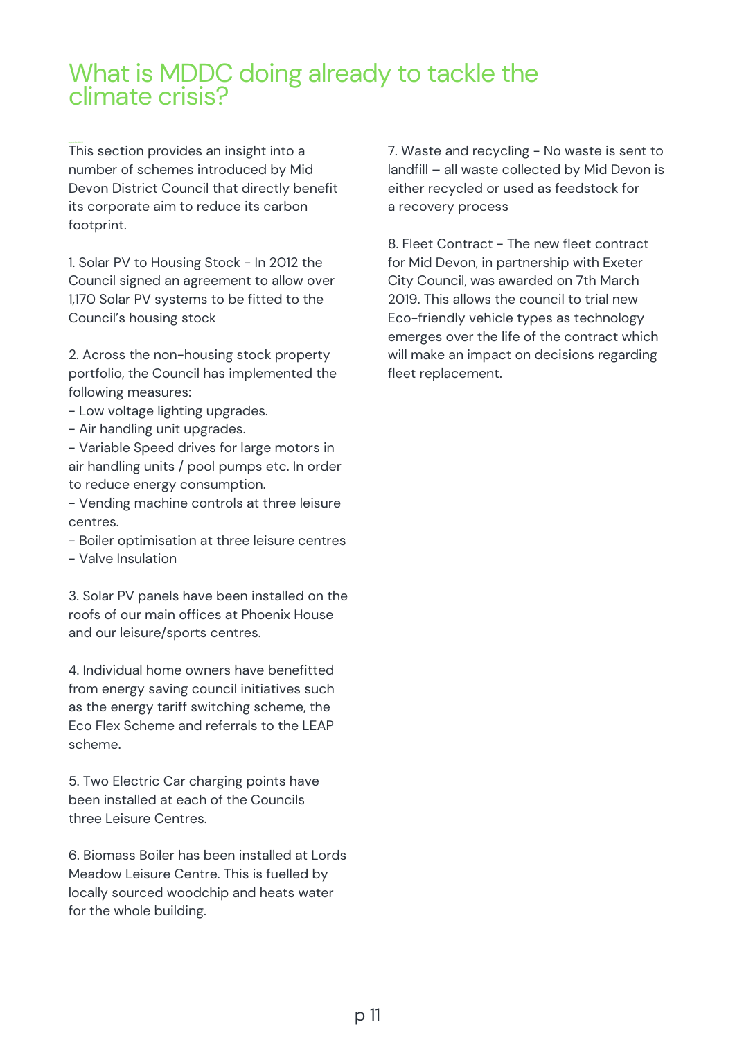# What is MDDC doing already to tackle the climate crisis?

This section provides an insight into a number of schemes introduced by Mid Devon District Council that directly benefit its corporate aim to reduce its carbon footprint.

1. Solar PV to Housing Stock - In 2012 the Council signed an agreement to allow over 1,170 Solar PV systems to be fitted to the Council's housing stock

2. Across the non-housing stock property portfolio, the Council has implemented the following measures:
- Low voltage lighting upgrades.
- Air handling unit upgrades.
- Variable Speed drives for large motors in air handling units / pool pumps etc. In order to reduce energy consumption.
- Vending machine controls at three leisure centres.
- Boiler optimisation at three leisure centres
- Valve Insulation

3. Solar PV panels have been installed on the roofs of our main offices at Phoenix House and our leisure/sports centres.

4. Individual home owners have benefitted from energy saving council initiatives such as the energy tariff switching scheme, the Eco Flex Scheme and referrals to the LEAP scheme.

5. Two Electric Car charging points have been installed at each of the Councils three Leisure Centres.

6. Biomass Boiler has been installed at Lords Meadow Leisure Centre. This is fuelled by locally sourced woodchip and heats water for the whole building.

7. Waste and recycling - No waste is sent to landfill – all waste collected by Mid Devon is either recycled or used as feedstock for a recovery process

8. Fleet Contract - The new fleet contract for Mid Devon, in partnership with Exeter City Council, was awarded on 7th March 2019. This allows the council to trial new Eco-friendly vehicle types as technology emerges over the life of the contract which will make an impact on decisions regarding fleet replacement.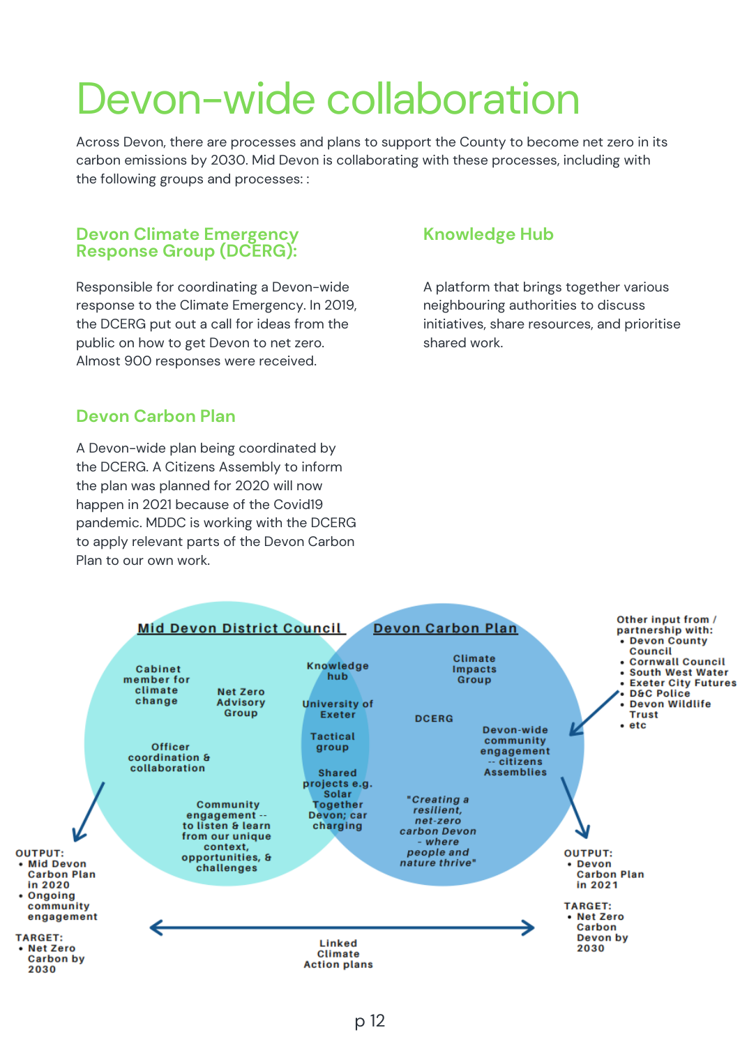# Devon-wide collaboration

Across Devon, there are processes and plans to support the County to become net zero in its carbon emissions by 2030. Mid Devon is collaborating with these processes, including with the following groups and processes: :

### Devon Climate Emergency Response Group (DCERG):

Responsible for coordinating a Devon-wide response to the Climate Emergency. In 2019, the DCERG put out a call for ideas from the public on how to get Devon to net zero. Almost 900 responses were received.

### Knowledge Hub

A platform that brings together various neighbouring authorities to discuss initiatives, share resources, and prioritise shared work.

### Devon Carbon Plan

A Devon-wide plan being coordinated by the DCERG. A Citizens Assembly to inform the plan was planned for 2020 will now happen in 2021 because of the Covid19 pandemic. MDDC is working with the DCERG to apply relevant parts of the Devon Carbon Plan to our own work.

**Mid Devon District Council**

- Cabinet member for climate change
- Net Zero Advisory Group
- Officer coordination & collaboration
- Community engagement -- to listen & learn from our unique context, opportunities, & challenges

**Shared (Mid Devon District Council and Devon Carbon Plan)**

- Knowledge hub
- University of Exeter
- Tactical group
- Shared projects e.g. Solar Together Devon; car charging

**Devon Carbon Plan**

- Climate Impacts Group
- DCERG
- Devon-wide community engagement -- citizens Assemblies
- *"Creating a resilient, net-zero carbon Devon - where people and nature thrive"*

Other input from / partnership with:

- Devon County Council
- Cornwall Council
- South West Water
- Exeter City Futures
- D&C Police
- Devon Wildlife Trust
- etc

OUTPUT:

- Mid Devon Carbon Plan in 2020
- Ongoing community engagement

TARGET:

- Net Zero Carbon by 2030

OUTPUT:

- Devon Carbon Plan in 2021

TARGET:

- Net Zero Carbon Devon by 2030

Linked Climate Action plans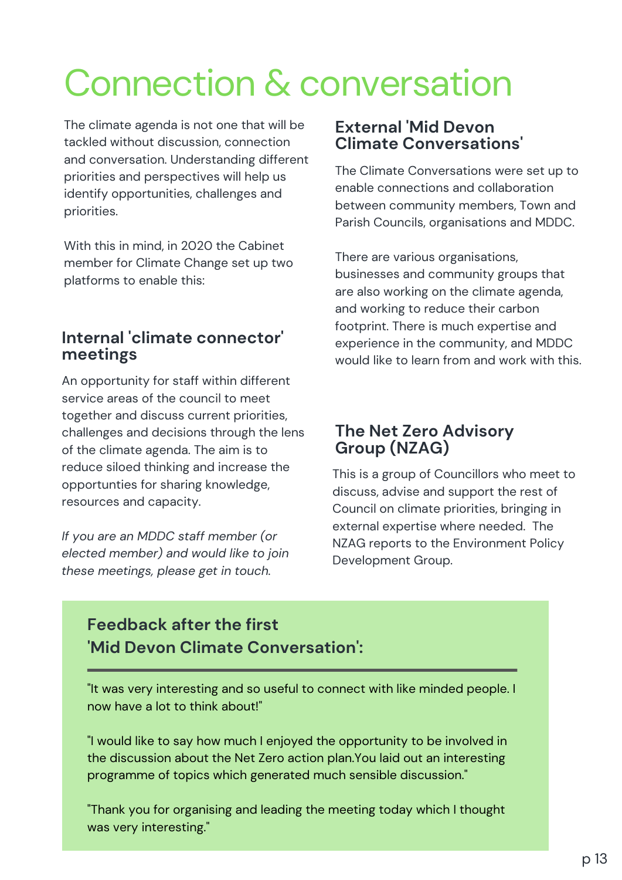# Connection & conversation

The climate agenda is not one that will be tackled without discussion, connection and conversation. Understanding different priorities and perspectives will help us identify opportunities, challenges and priorities.

With this in mind, in 2020 the Cabinet member for Climate Change set up two platforms to enable this:

## Internal 'climate connector' meetings

An opportunity for staff within different service areas of the council to meet together and discuss current priorities, challenges and decisions through the lens of the climate agenda. The aim is to reduce siloed thinking and increase the opportunties for sharing knowledge, resources and capacity.

*If you are an MDDC staff member (or elected member) and would like to join these meetings, please get in touch.*

## External 'Mid Devon Climate Conversations'

The Climate Conversations were set up to enable connections and collaboration between community members, Town and Parish Councils, organisations and MDDC.

There are various organisations, businesses and community groups that are also working on the climate agenda, and working to reduce their carbon footprint. There is much expertise and experience in the community, and MDDC would like to learn from and work with this.

## The Net Zero Advisory Group (NZAG)

This is a group of Councillors who meet to discuss, advise and support the rest of Council on climate priorities, bringing in external expertise where needed. The NZAG reports to the Environment Policy Development Group.

### Feedback after the first 'Mid Devon Climate Conversation':

"It was very interesting and so useful to connect with like minded people. I now have a lot to think about!"

"I would like to say how much I enjoyed the opportunity to be involved in the discussion about the Net Zero action plan.You laid out an interesting programme of topics which generated much sensible discussion."

"Thank you for organising and leading the meeting today which I thought was very interesting."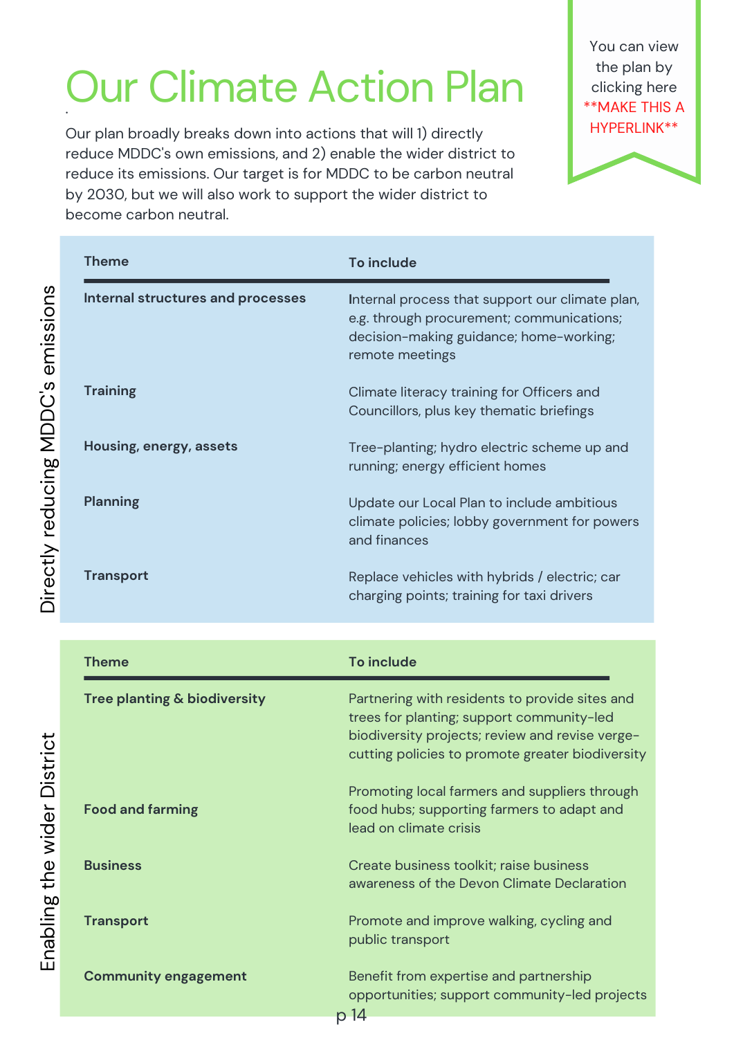# Our Climate Action Plan

You can view the plan by clicking here **MAKE THIS A HYPERLINK**

Our plan broadly breaks down into actions that will 1) directly reduce MDDC's own emissions, and 2) enable the wider district to reduce its emissions. Our target is for MDDC to be carbon neutral by 2030, but we will also work to support the wider district to become carbon neutral.

**Directly reducing MDDC's emissions**

| Theme | To include |
| --- | --- |
| **Internal structures and processes** | Internal process that support our climate plan, e.g. through procurement; communications; decision-making guidance; home-working; remote meetings |
| **Training** | Climate literacy training for Officers and Councillors, plus key thematic briefings |
| **Housing, energy, assets** | Tree-planting; hydro electric scheme up and running; energy efficient homes |
| **Planning** | Update our Local Plan to include ambitious climate policies; lobby government for powers and finances |
| **Transport** | Replace vehicles with hybrids / electric; car charging points; training for taxi drivers |

**Enabling the wider District**

| Theme | To include |
| --- | --- |
| **Tree planting & biodiversity** | Partnering with residents to provide sites and trees for planting; support community-led biodiversity projects; review and revise verge-cutting policies to promote greater biodiversity |
| **Food and farming** | Promoting local farmers and suppliers through food hubs; supporting farmers to adapt and lead on climate crisis |
| **Business** | Create business toolkit; raise business awareness of the Devon Climate Declaration |
| **Transport** | Promote and improve walking, cycling and public transport |
| **Community engagement** | Benefit from expertise and partnership opportunities; support community-led projects |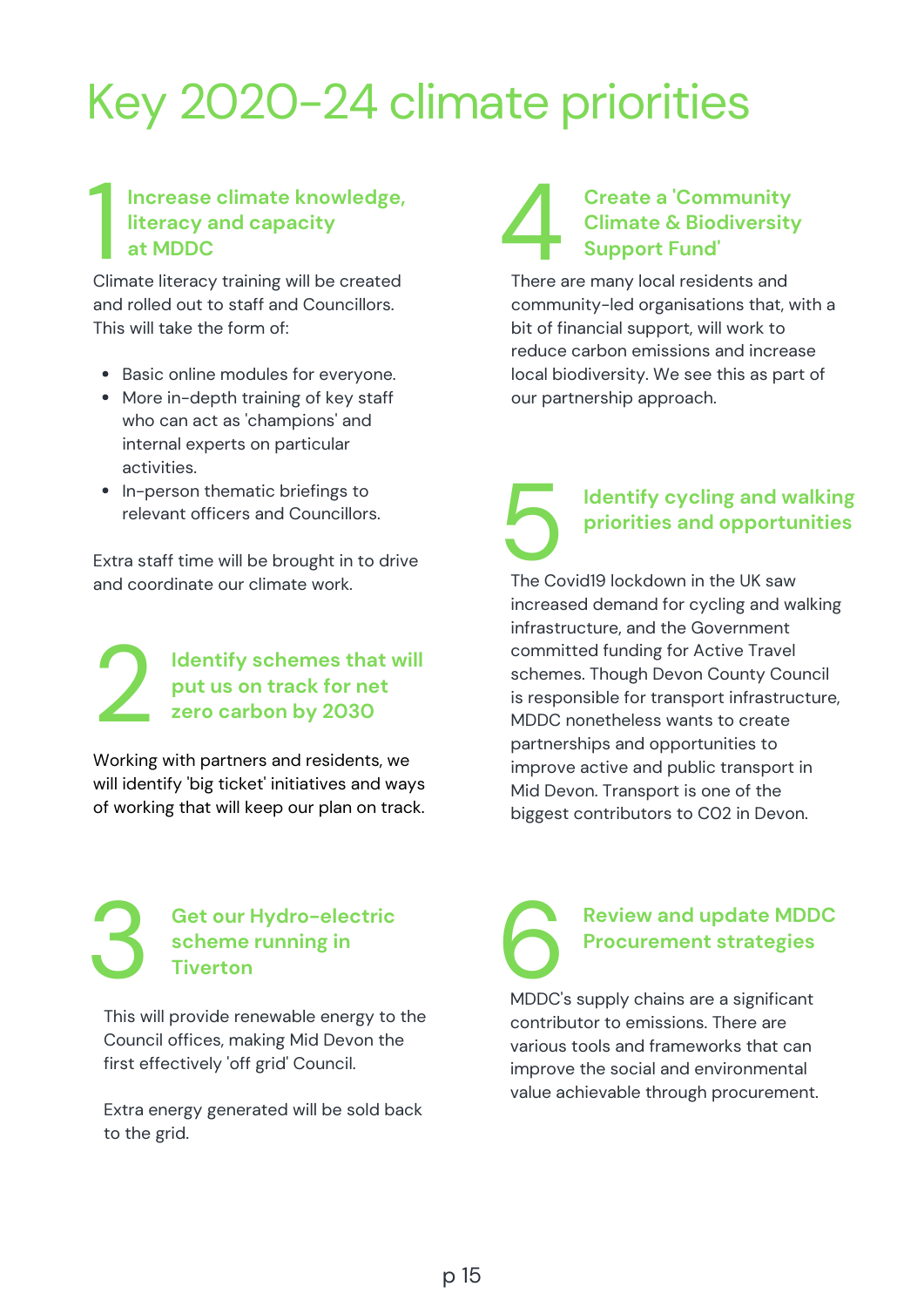# Key 2020-24 climate priorities

## 1 Increase climate knowledge, literacy and capacity at MDDC

Climate literacy training will be created and rolled out to staff and Councillors. This will take the form of:

- Basic online modules for everyone.
- More in-depth training of key staff who can act as 'champions' and internal experts on particular activities.
- In-person thematic briefings to relevant officers and Councillors.

Extra staff time will be brought in to drive and coordinate our climate work.

## 2 Identify schemes that will put us on track for net zero carbon by 2030

Working with partners and residents, we will identify 'big ticket' initiatives and ways of working that will keep our plan on track.

## 3 Get our Hydro-electric scheme running in Tiverton

This will provide renewable energy to the Council offices, making Mid Devon the first effectively 'off grid' Council.

Extra energy generated will be sold back to the grid.

## 4 Create a 'Community Climate & Biodiversity Support Fund'

There are many local residents and community-led organisations that, with a bit of financial support, will work to reduce carbon emissions and increase local biodiversity. We see this as part of our partnership approach.

## 5 Identify cycling and walking priorities and opportunities

The Covid19 lockdown in the UK saw increased demand for cycling and walking infrastructure, and the Government committed funding for Active Travel schemes. Though Devon County Council is responsible for transport infrastructure, MDDC nonetheless wants to create partnerships and opportunities to improve active and public transport in Mid Devon. Transport is one of the biggest contributors to $CO_2$ in Devon.

## 6 Review and update MDDC Procurement strategies

MDDC's supply chains are a significant contributor to emissions. There are various tools and frameworks that can improve the social and environmental value achievable through procurement.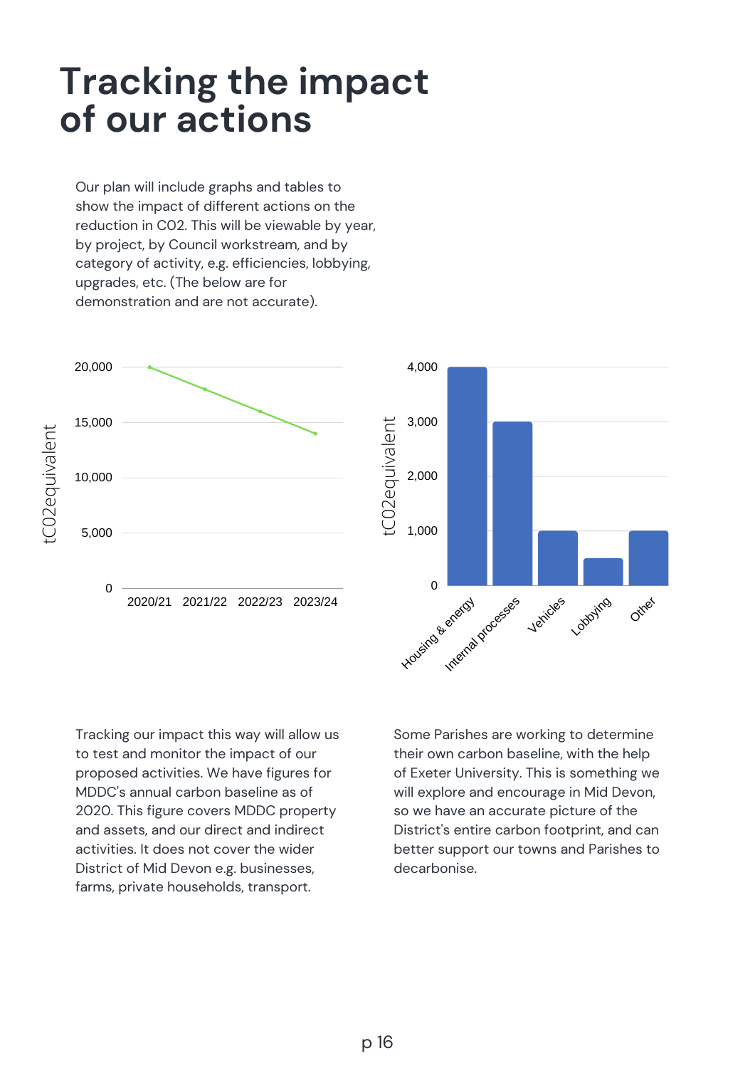# Tracking the impact of our actions

Our plan will include graphs and tables to show the impact of different actions on the reduction in CO2. This will be viewable by year, by project, by Council workstream, and by category of activity, e.g. efficiencies, lobbying, upgrades, etc. (The below are for demonstration and are not accurate).

Tracking our impact this way will allow us to test and monitor the impact of our proposed activities. We have figures for MDDC's annual carbon baseline as of 2020. This figure covers MDDC property and assets, and our direct and indirect activities. It does not cover the wider District of Mid Devon e.g. businesses, farms, private households, transport.

Some Parishes are working to determine their own carbon baseline, with the help of Exeter University. This is something we will explore and encourage in Mid Devon, so we have an accurate picture of the District's entire carbon footprint, and can better support our towns and Parishes to decarbonise.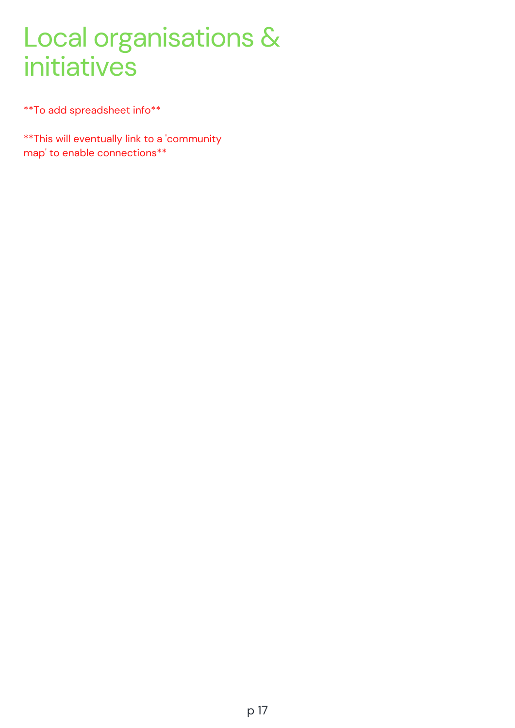# Local organisations & initiatives

**To add spreadsheet info**

**This will eventually link to a 'community map' to enable connections**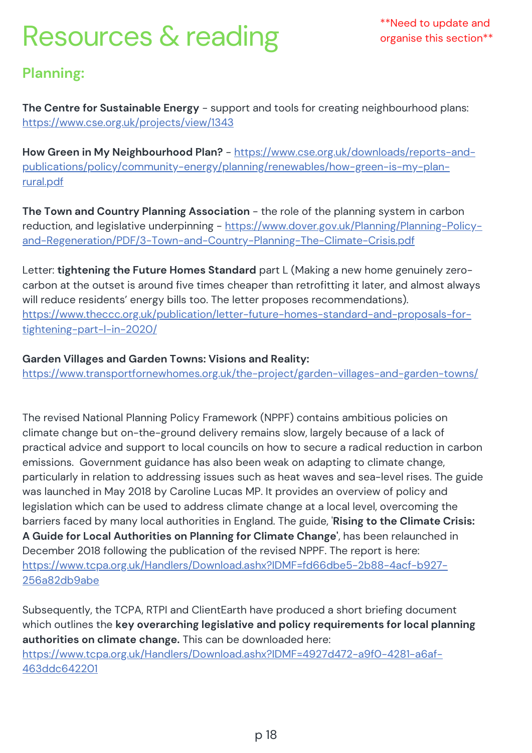# Resources & reading

**Need to update and organise this section**

## Planning:

**The Centre for Sustainable Energy** - support and tools for creating neighbourhood plans: https://www.cse.org.uk/projects/view/1343

**How Green in My Neighbourhood Plan?** - https://www.cse.org.uk/downloads/reports-and-publications/policy/community-energy/planning/renewables/how-green-is-my-plan-rural.pdf

**The Town and Country Planning Association** - the role of the planning system in carbon reduction, and legislative underpinning - https://www.dover.gov.uk/Planning/Planning-Policy-and-Regeneration/PDF/3-Town-and-Country-Planning-The-Climate-Crisis.pdf

Letter: **tightening the Future Homes Standard** part L (Making a new home genuinely zero-carbon at the outset is around five times cheaper than retrofitting it later, and almost always will reduce residents' energy bills too. The letter proposes recommendations). https://www.theccc.org.uk/publication/letter-future-homes-standard-and-proposals-for-tightening-part-l-in-2020/

**Garden Villages and Garden Towns: Visions and Reality:**
https://www.transportfornewhomes.org.uk/the-project/garden-villages-and-garden-towns/

The revised National Planning Policy Framework (NPPF) contains ambitious policies on climate change but on-the-ground delivery remains slow, largely because of a lack of practical advice and support to local councils on how to secure a radical reduction in carbon emissions. Government guidance has also been weak on adapting to climate change, particularly in relation to addressing issues such as heat waves and sea-level rises. The guide was launched in May 2018 by Caroline Lucas MP. It provides an overview of policy and legislation which can be used to address climate change at a local level, overcoming the barriers faced by many local authorities in England. The guide, '**Rising to the Climate Crisis: A Guide for Local Authorities on Planning for Climate Change**', has been relaunched in December 2018 following the publication of the revised NPPF. The report is here: https://www.tcpa.org.uk/Handlers/Download.ashx?IDMF=fd66dbe5-2b88-4acf-b927-256a82db9abe

Subsequently, the TCPA, RTPI and ClientEarth have produced a short briefing document which outlines the **key overarching legislative and policy requirements for local planning authorities on climate change.** This can be downloaded here: https://www.tcpa.org.uk/Handlers/Download.ashx?IDMF=4927d472-a9f0-4281-a6af-463ddc642201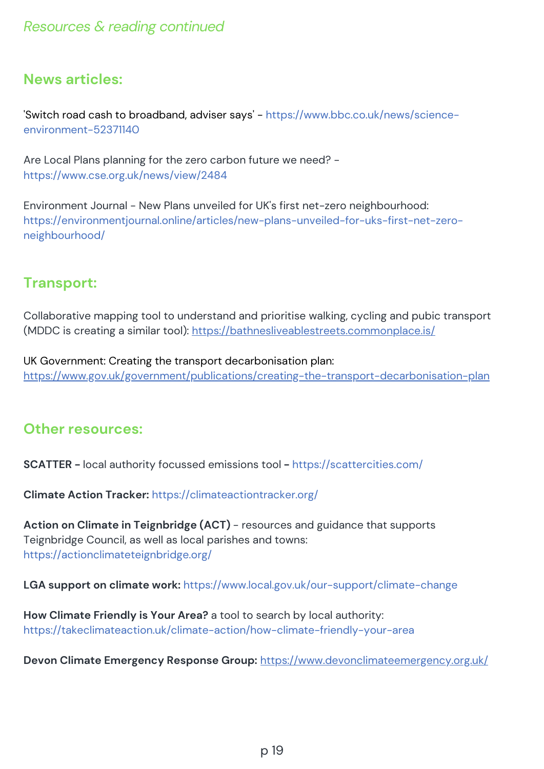*Resources & reading continued*

## News articles:

'Switch road cash to broadband, adviser says' - https://www.bbc.co.uk/news/science-environment-52371140

Are Local Plans planning for the zero carbon future we need? - https://www.cse.org.uk/news/view/2484

Environment Journal - New Plans unveiled for UK's first net-zero neighbourhood: https://environmentjournal.online/articles/new-plans-unveiled-for-uks-first-net-zero-neighbourhood/

## Transport:

Collaborative mapping tool to understand and prioritise walking, cycling and pubic transport (MDDC is creating a similar tool): https://bathnesliveablestreets.commonplace.is/

UK Government: Creating the transport decarbonisation plan: https://www.gov.uk/government/publications/creating-the-transport-decarbonisation-plan

## Other resources:

**SCATTER -** local authority focussed emissions tool **-** https://scattercities.com/

**Climate Action Tracker:** https://climateactiontracker.org/

**Action on Climate in Teignbridge (ACT)** - resources and guidance that supports Teignbridge Council, as well as local parishes and towns: https://actionclimateteignbridge.org/

**LGA support on climate work:** https://www.local.gov.uk/our-support/climate-change

**How Climate Friendly is Your Area?** a tool to search by local authority: https://takeclimateaction.uk/climate-action/how-climate-friendly-your-area

**Devon Climate Emergency Response Group:** https://www.devonclimateemergency.org.uk/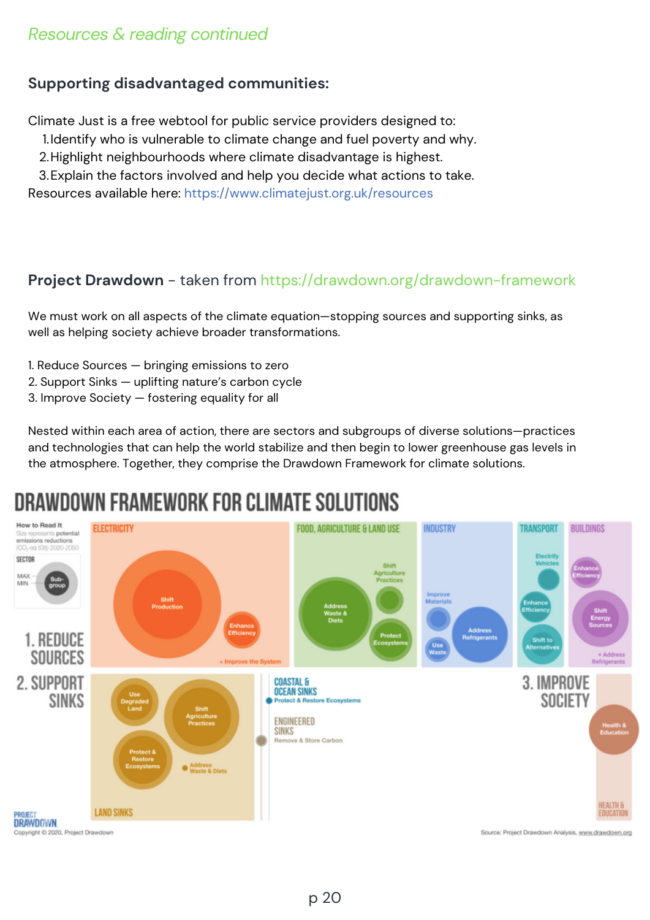*Resources & reading continued*

### Supporting disadvantaged communities:

Climate Just is a free webtool for public service providers designed to:

1. Identify who is vulnerable to climate change and fuel poverty and why.
2. Highlight neighbourhoods where climate disadvantage is highest.
3. Explain the factors involved and help you decide what actions to take.

Resources available here: https://www.climatejust.org.uk/resources

### Project Drawdown - taken from https://drawdown.org/drawdown-framework

We must work on all aspects of the climate equation—stopping sources and supporting sinks, as well as helping society achieve broader transformations.

1. Reduce Sources — bringing emissions to zero
2. Support Sinks — uplifting nature's carbon cycle
3. Improve Society — fostering equality for all

Nested within each area of action, there are sectors and subgroups of diverse solutions—practices and technologies that can help the world stabilize and then begin to lower greenhouse gas levels in the atmosphere. Together, they comprise the Drawdown Framework for climate solutions.

**DRAWDOWN FRAMEWORK FOR CLIMATE SOLUTIONS**

Copyright © 2020, Project Drawdown

Source: Project Drawdown Analysis, www.drawdown.org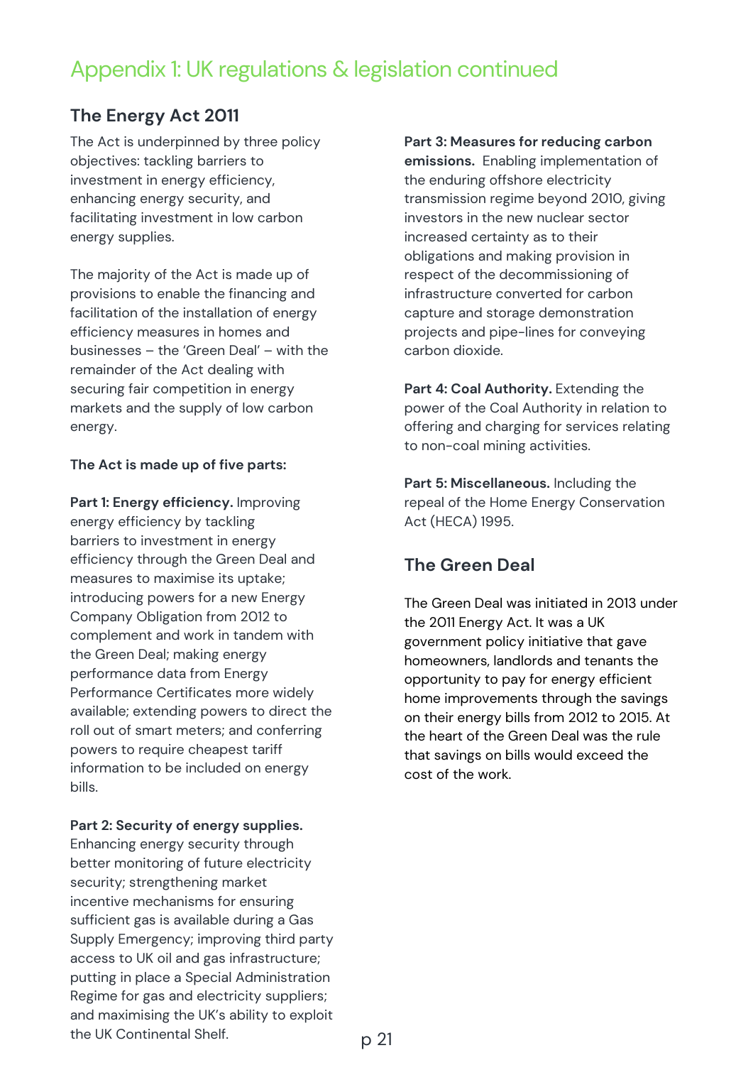# Appendix 1: UK regulations & legislation continued

## The Energy Act 2011

The Act is underpinned by three policy objectives: tackling barriers to investment in energy efficiency, enhancing energy security, and facilitating investment in low carbon energy supplies.

The majority of the Act is made up of provisions to enable the financing and facilitation of the installation of energy efficiency measures in homes and businesses – the 'Green Deal' – with the remainder of the Act dealing with securing fair competition in energy markets and the supply of low carbon energy.

**The Act is made up of five parts:**

**Part 1: Energy efficiency.** Improving energy efficiency by tackling barriers to investment in energy efficiency through the Green Deal and measures to maximise its uptake; introducing powers for a new Energy Company Obligation from 2012 to complement and work in tandem with the Green Deal; making energy performance data from Energy Performance Certificates more widely available; extending powers to direct the roll out of smart meters; and conferring powers to require cheapest tariff information to be included on energy bills.

**Part 2: Security of energy supplies.** Enhancing energy security through better monitoring of future electricity security; strengthening market incentive mechanisms for ensuring sufficient gas is available during a Gas Supply Emergency; improving third party access to UK oil and gas infrastructure; putting in place a Special Administration Regime for gas and electricity suppliers; and maximising the UK's ability to exploit the UK Continental Shelf.

**Part 3: Measures for reducing carbon emissions.** Enabling implementation of the enduring offshore electricity transmission regime beyond 2010, giving investors in the new nuclear sector increased certainty as to their obligations and making provision in respect of the decommissioning of infrastructure converted for carbon capture and storage demonstration projects and pipe-lines for conveying carbon dioxide.

**Part 4: Coal Authority.** Extending the power of the Coal Authority in relation to offering and charging for services relating to non-coal mining activities.

**Part 5: Miscellaneous.** Including the repeal of the Home Energy Conservation Act (HECA) 1995.

## The Green Deal

The Green Deal was initiated in 2013 under the 2011 Energy Act. It was a UK government policy initiative that gave homeowners, landlords and tenants the opportunity to pay for energy efficient home improvements through the savings on their energy bills from 2012 to 2015. At the heart of the Green Deal was the rule that savings on bills would exceed the cost of the work.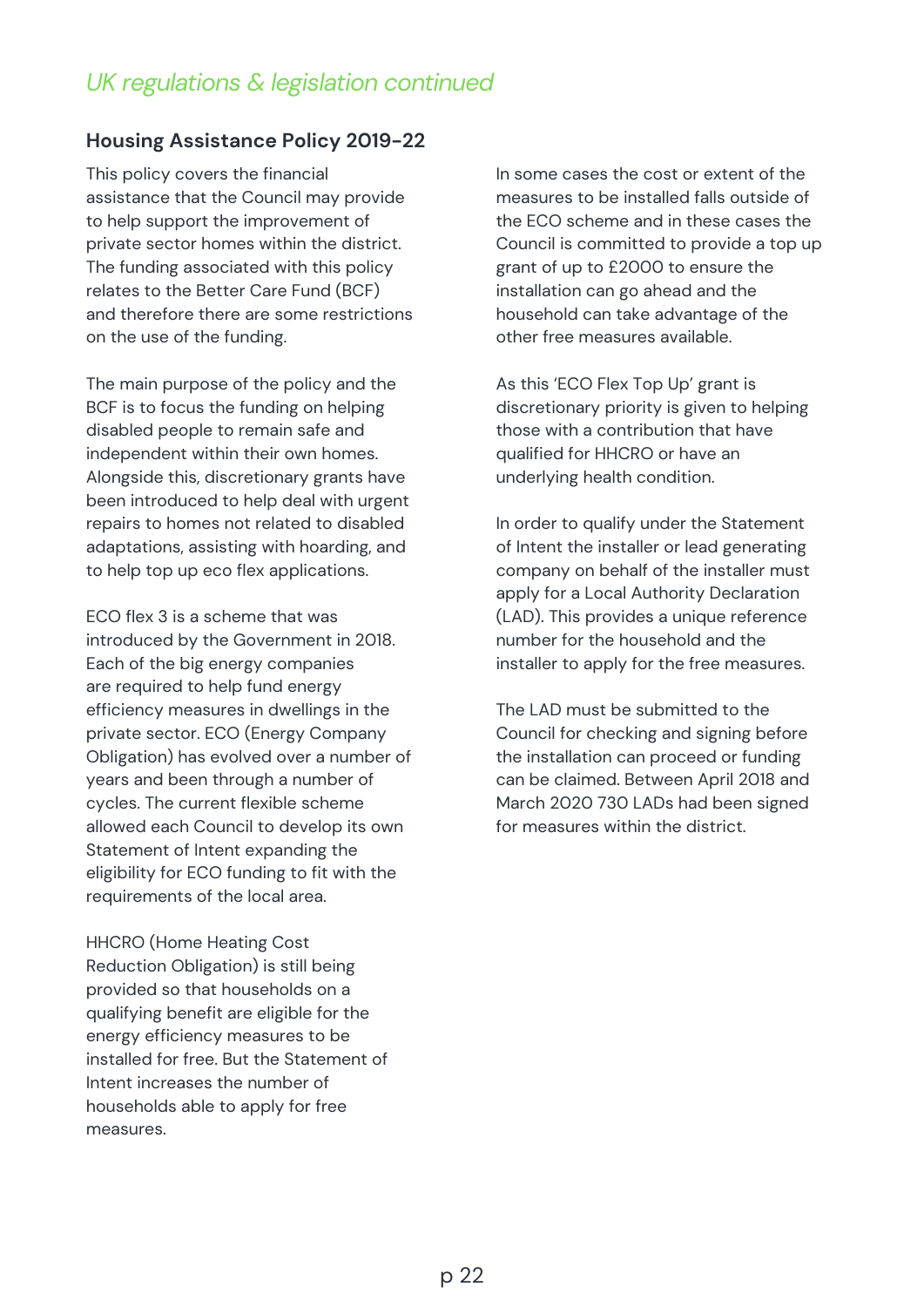*UK regulations & legislation continued*

### Housing Assistance Policy 2019-22

This policy covers the financial assistance that the Council may provide to help support the improvement of private sector homes within the district. The funding associated with this policy relates to the Better Care Fund (BCF) and therefore there are some restrictions on the use of the funding.

The main purpose of the policy and the BCF is to focus the funding on helping disabled people to remain safe and independent within their own homes. Alongside this, discretionary grants have been introduced to help deal with urgent repairs to homes not related to disabled adaptations, assisting with hoarding, and to help top up eco flex applications.

ECO flex 3 is a scheme that was introduced by the Government in 2018. Each of the big energy companies are required to help fund energy efficiency measures in dwellings in the private sector. ECO (Energy Company Obligation) has evolved over a number of years and been through a number of cycles. The current flexible scheme allowed each Council to develop its own Statement of Intent expanding the eligibility for ECO funding to fit with the requirements of the local area.

HHCRO (Home Heating Cost Reduction Obligation) is still being provided so that households on a qualifying benefit are eligible for the energy efficiency measures to be installed for free. But the Statement of Intent increases the number of households able to apply for free measures.

In some cases the cost or extent of the measures to be installed falls outside of the ECO scheme and in these cases the Council is committed to provide a top up grant of up to £2000 to ensure the installation can go ahead and the household can take advantage of the other free measures available.

As this 'ECO Flex Top Up' grant is discretionary priority is given to helping those with a contribution that have qualified for HHCRO or have an underlying health condition.

In order to qualify under the Statement of Intent the installer or lead generating company on behalf of the installer must apply for a Local Authority Declaration (LAD). This provides a unique reference number for the household and the installer to apply for the free measures.

The LAD must be submitted to the Council for checking and signing before the installation can proceed or funding can be claimed. Between April 2018 and March 2020 730 LADs had been signed for measures within the district.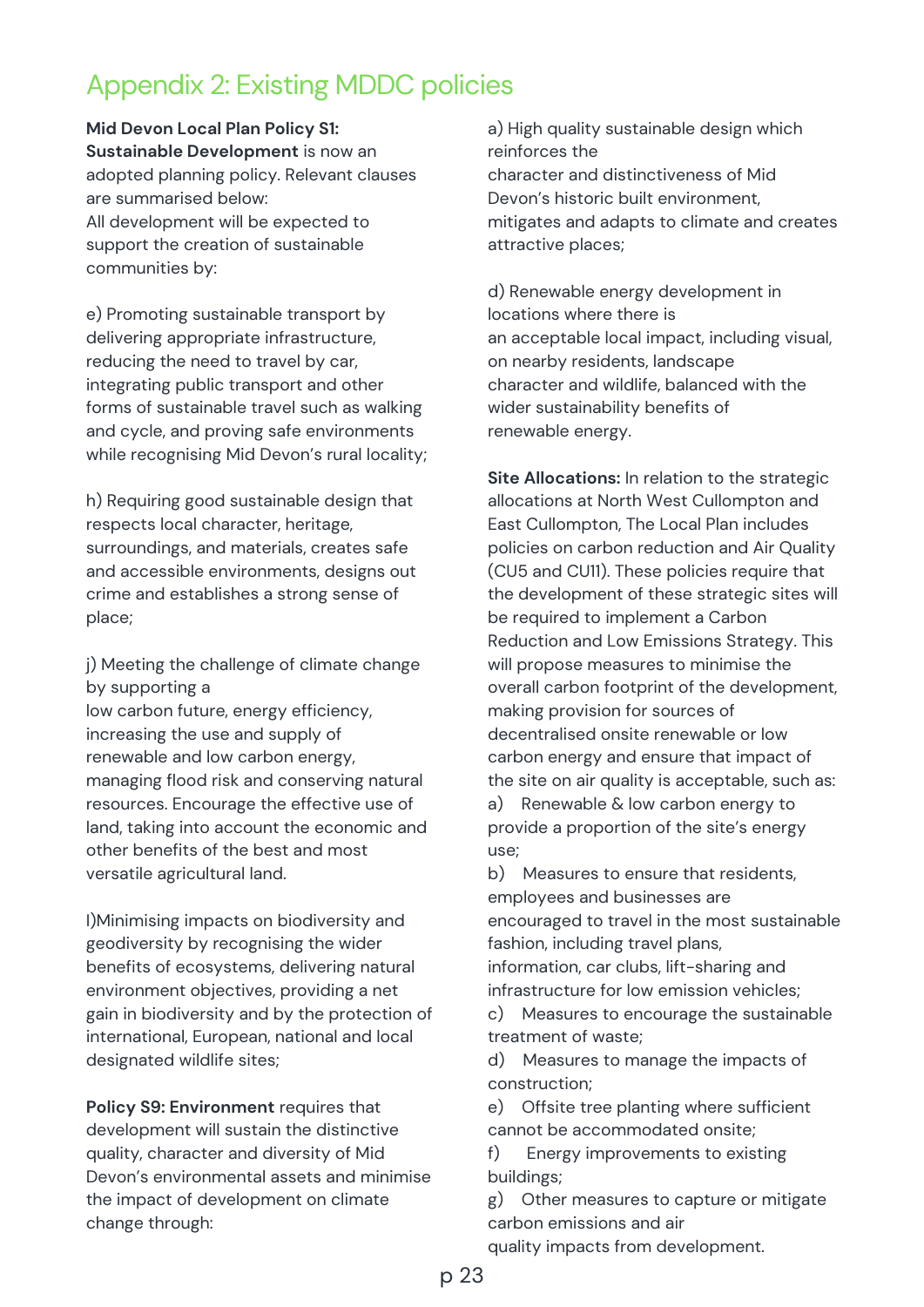# Appendix 2: Existing MDDC policies

**Mid Devon Local Plan Policy S1: Sustainable Development** is now an adopted planning policy. Relevant clauses are summarised below:
All development will be expected to support the creation of sustainable communities by:

e) Promoting sustainable transport by delivering appropriate infrastructure, reducing the need to travel by car, integrating public transport and other forms of sustainable travel such as walking and cycle, and proving safe environments while recognising Mid Devon's rural locality;

h) Requiring good sustainable design that respects local character, heritage, surroundings, and materials, creates safe and accessible environments, designs out crime and establishes a strong sense of place;

j) Meeting the challenge of climate change by supporting a
low carbon future, energy efficiency, increasing the use and supply of renewable and low carbon energy, managing flood risk and conserving natural resources. Encourage the effective use of land, taking into account the economic and other benefits of the best and most versatile agricultural land.

l)Minimising impacts on biodiversity and geodiversity by recognising the wider benefits of ecosystems, delivering natural environment objectives, providing a net gain in biodiversity and by the protection of international, European, national and local designated wildlife sites;

**Policy S9: Environment** requires that development will sustain the distinctive quality, character and diversity of Mid Devon's environmental assets and minimise the impact of development on climate change through:

a) High quality sustainable design which reinforces the
character and distinctiveness of Mid Devon's historic built environment, mitigates and adapts to climate and creates attractive places;

d) Renewable energy development in locations where there is
an acceptable local impact, including visual, on nearby residents, landscape character and wildlife, balanced with the wider sustainability benefits of renewable energy.

**Site Allocations:** In relation to the strategic allocations at North West Cullompton and East Cullompton, The Local Plan includes policies on carbon reduction and Air Quality (CU5 and CU11). These policies require that the development of these strategic sites will be required to implement a Carbon Reduction and Low Emissions Strategy. This will propose measures to minimise the overall carbon footprint of the development, making provision for sources of decentralised onsite renewable or low carbon energy and ensure that impact of the site on air quality is acceptable, such as:

a) Renewable & low carbon energy to provide a proportion of the site's energy use;
b) Measures to ensure that residents, employees and businesses are encouraged to travel in the most sustainable fashion, including travel plans, information, car clubs, lift-sharing and infrastructure for low emission vehicles;
c) Measures to encourage the sustainable treatment of waste;
d) Measures to manage the impacts of construction;
e) Offsite tree planting where sufficient cannot be accommodated onsite;
f) Energy improvements to existing buildings;
g) Other measures to capture or mitigate carbon emissions and air quality impacts from development.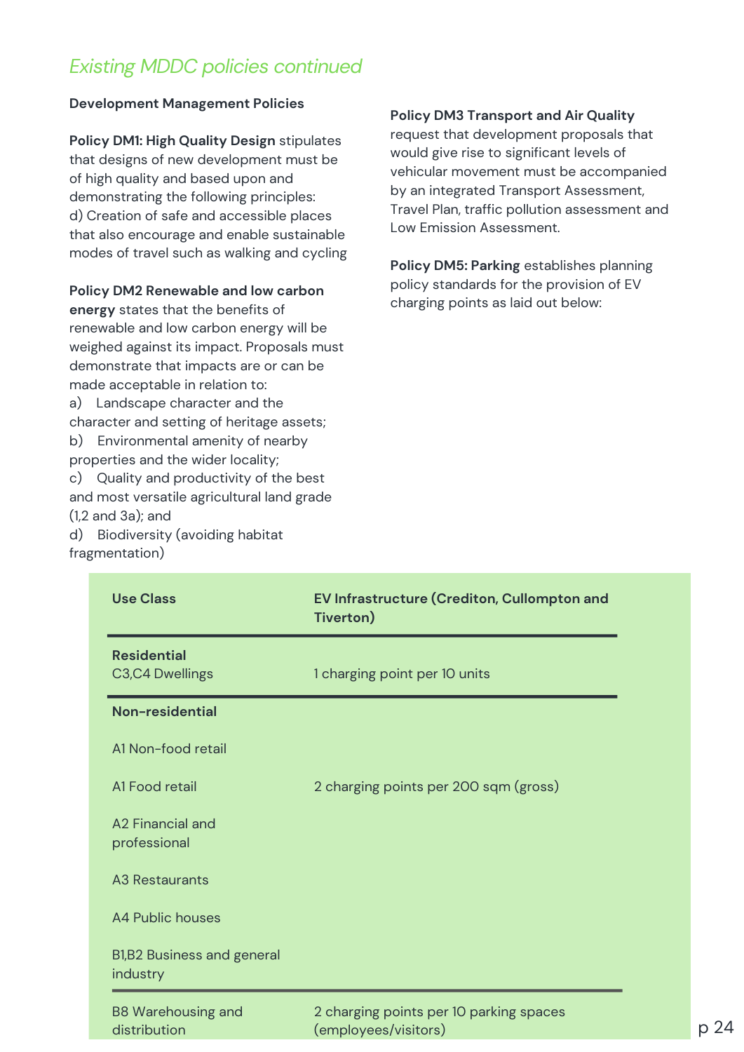## *Existing MDDC policies continued*

**Development Management Policies**

**Policy DM1: High Quality Design** stipulates that designs of new development must be of high quality and based upon and demonstrating the following principles:
d) Creation of safe and accessible places that also encourage and enable sustainable modes of travel such as walking and cycling

**Policy DM2 Renewable and low carbon energy** states that the benefits of renewable and low carbon energy will be weighed against its impact. Proposals must demonstrate that impacts are or can be made acceptable in relation to:
a) Landscape character and the character and setting of heritage assets;
b) Environmental amenity of nearby properties and the wider locality;
c) Quality and productivity of the best and most versatile agricultural land grade (1,2 and 3a); and
d) Biodiversity (avoiding habitat fragmentation)

**Policy DM3 Transport and Air Quality** request that development proposals that would give rise to significant levels of vehicular movement must be accompanied by an integrated Transport Assessment, Travel Plan, traffic pollution assessment and Low Emission Assessment.

**Policy DM5: Parking** establishes planning policy standards for the provision of EV charging points as laid out below:

| Use Class | EV Infrastructure (Crediton, Cullompton and Tiverton) |
|---|---|
| **Residential**<br>C3,C4 Dwellings | 1 charging point per 10 units |
| **Non-residential** | |
| A1 Non-food retail | |
| A1 Food retail | 2 charging points per 200 sqm (gross) |
| A2 Financial and professional | |
| A3 Restaurants | |
| A4 Public houses | |
| B1,B2 Business and general industry | |
| B8 Warehousing and distribution | 2 charging points per 10 parking spaces (employees/visitors) |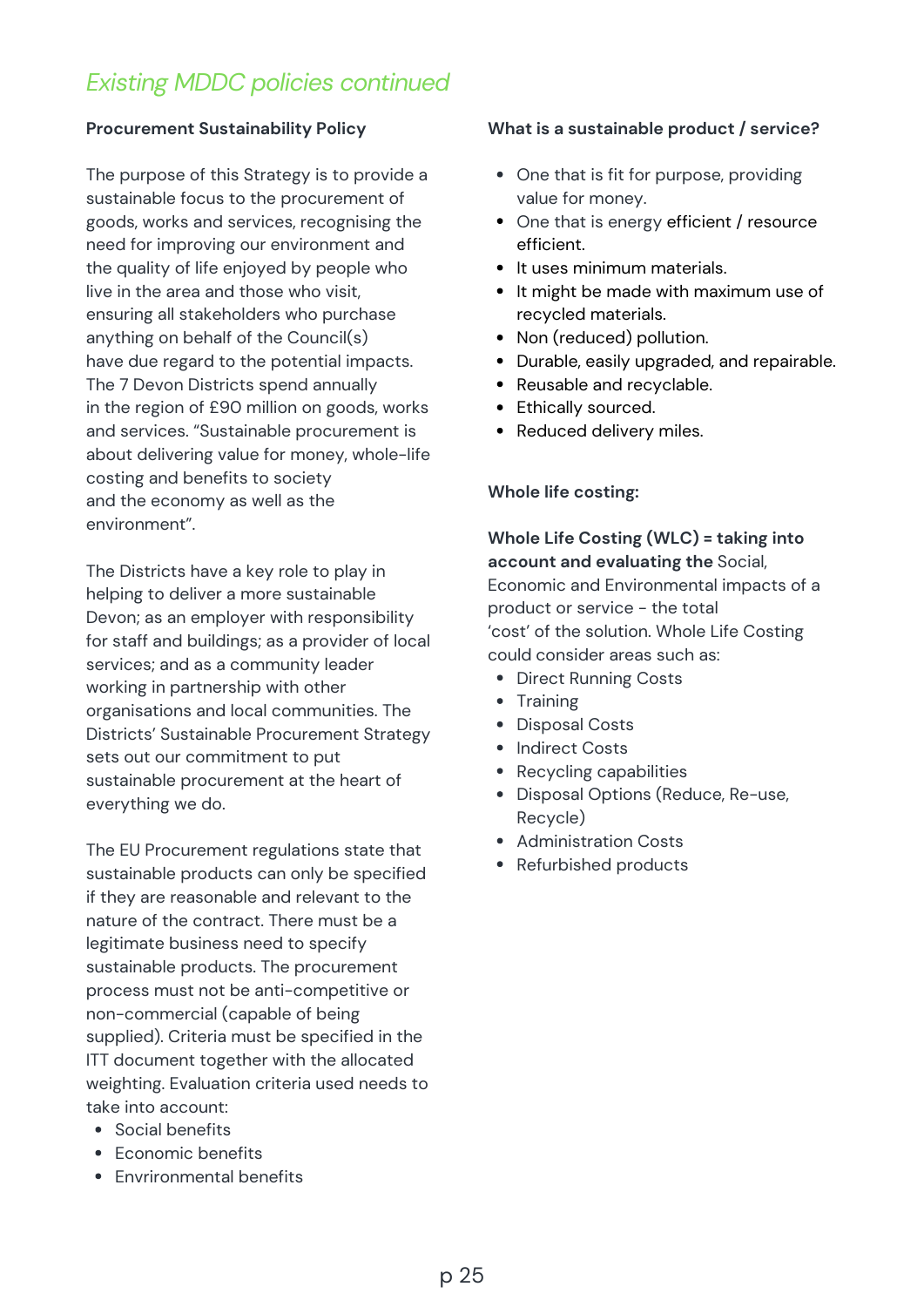## *Existing MDDC policies continued*

**Procurement Sustainability Policy**

The purpose of this Strategy is to provide a sustainable focus to the procurement of goods, works and services, recognising the need for improving our environment and the quality of life enjoyed by people who live in the area and those who visit, ensuring all stakeholders who purchase anything on behalf of the Council(s) have due regard to the potential impacts. The 7 Devon Districts spend annually in the region of £90 million on goods, works and services. "Sustainable procurement is about delivering value for money, whole-life costing and benefits to society and the economy as well as the environment".

The Districts have a key role to play in helping to deliver a more sustainable Devon; as an employer with responsibility for staff and buildings; as a provider of local services; and as a community leader working in partnership with other organisations and local communities. The Districts' Sustainable Procurement Strategy sets out our commitment to put sustainable procurement at the heart of everything we do.

The EU Procurement regulations state that sustainable products can only be specified if they are reasonable and relevant to the nature of the contract. There must be a legitimate business need to specify sustainable products. The procurement process must not be anti-competitive or non-commercial (capable of being supplied). Criteria must be specified in the ITT document together with the allocated weighting. Evaluation criteria used needs to take into account:

- Social benefits
- Economic benefits
- Envrironmental benefits

**What is a sustainable product / service?**

- One that is fit for purpose, providing value for money.
- One that is energy efficient / resource efficient.
- It uses minimum materials.
- It might be made with maximum use of recycled materials.
- Non (reduced) pollution.
- Durable, easily upgraded, and repairable.
- Reusable and recyclable.
- Ethically sourced.
- Reduced delivery miles.

**Whole life costing:**

**Whole Life Costing (WLC) = taking into account and evaluating the** Social, Economic and Environmental impacts of a product or service - the total 'cost' of the solution. Whole Life Costing could consider areas such as:

- Direct Running Costs
- Training
- Disposal Costs
- Indirect Costs
- Recycling capabilities
- Disposal Options (Reduce, Re-use, Recycle)
- Administration Costs
- Refurbished products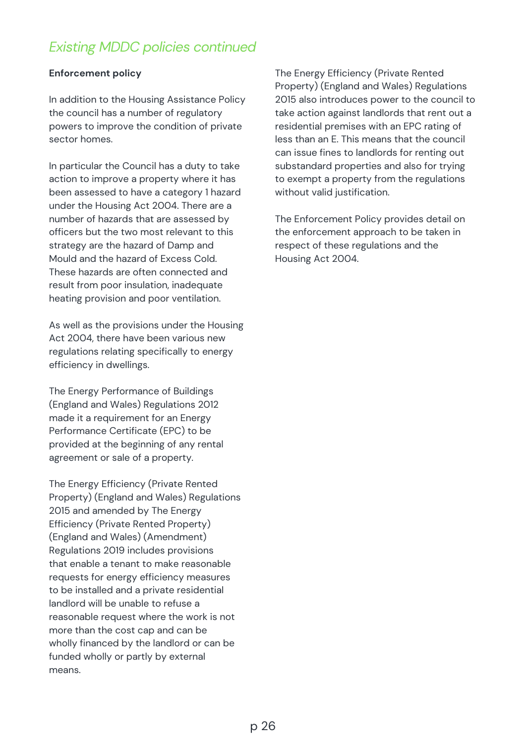## *Existing MDDC policies continued*

**Enforcement policy**

In addition to the Housing Assistance Policy the council has a number of regulatory powers to improve the condition of private sector homes.

In particular the Council has a duty to take action to improve a property where it has been assessed to have a category 1 hazard under the Housing Act 2004. There are a number of hazards that are assessed by officers but the two most relevant to this strategy are the hazard of Damp and Mould and the hazard of Excess Cold. These hazards are often connected and result from poor insulation, inadequate heating provision and poor ventilation.

As well as the provisions under the Housing Act 2004, there have been various new regulations relating specifically to energy efficiency in dwellings.

The Energy Performance of Buildings (England and Wales) Regulations 2012 made it a requirement for an Energy Performance Certificate (EPC) to be provided at the beginning of any rental agreement or sale of a property.

The Energy Efficiency (Private Rented Property) (England and Wales) Regulations 2015 and amended by The Energy Efficiency (Private Rented Property) (England and Wales) (Amendment) Regulations 2019 includes provisions that enable a tenant to make reasonable requests for energy efficiency measures to be installed and a private residential landlord will be unable to refuse a reasonable request where the work is not more than the cost cap and can be wholly financed by the landlord or can be funded wholly or partly by external means.

The Energy Efficiency (Private Rented Property) (England and Wales) Regulations 2015 also introduces power to the council to take action against landlords that rent out a residential premises with an EPC rating of less than an E. This means that the council can issue fines to landlords for renting out substandard properties and also for trying to exempt a property from the regulations without valid justification.

The Enforcement Policy provides detail on the enforcement approach to be taken in respect of these regulations and the Housing Act 2004.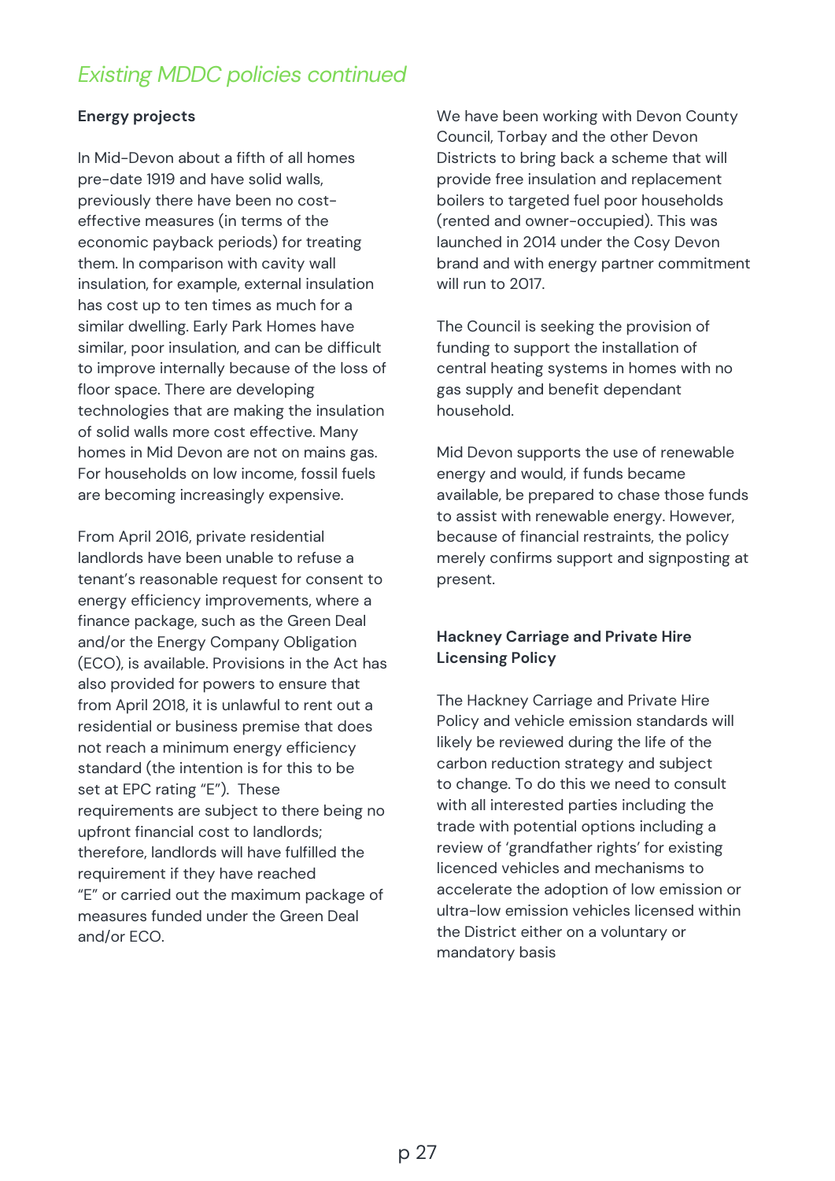## *Existing MDDC policies continued*

**Energy projects**

In Mid-Devon about a fifth of all homes pre-date 1919 and have solid walls, previously there have been no cost-effective measures (in terms of the economic payback periods) for treating them. In comparison with cavity wall insulation, for example, external insulation has cost up to ten times as much for a similar dwelling. Early Park Homes have similar, poor insulation, and can be difficult to improve internally because of the loss of floor space. There are developing technologies that are making the insulation of solid walls more cost effective. Many homes in Mid Devon are not on mains gas. For households on low income, fossil fuels are becoming increasingly expensive.

From April 2016, private residential landlords have been unable to refuse a tenant's reasonable request for consent to energy efficiency improvements, where a finance package, such as the Green Deal and/or the Energy Company Obligation (ECO), is available. Provisions in the Act has also provided for powers to ensure that from April 2018, it is unlawful to rent out a residential or business premise that does not reach a minimum energy efficiency standard (the intention is for this to be set at EPC rating "E"). These requirements are subject to there being no upfront financial cost to landlords; therefore, landlords will have fulfilled the requirement if they have reached "E" or carried out the maximum package of measures funded under the Green Deal and/or ECO.

We have been working with Devon County Council, Torbay and the other Devon Districts to bring back a scheme that will provide free insulation and replacement boilers to targeted fuel poor households (rented and owner-occupied). This was launched in 2014 under the Cosy Devon brand and with energy partner commitment will run to 2017.

The Council is seeking the provision of funding to support the installation of central heating systems in homes with no gas supply and benefit dependant household.

Mid Devon supports the use of renewable energy and would, if funds became available, be prepared to chase those funds to assist with renewable energy. However, because of financial restraints, the policy merely confirms support and signposting at present.

**Hackney Carriage and Private Hire Licensing Policy**

The Hackney Carriage and Private Hire Policy and vehicle emission standards will likely be reviewed during the life of the carbon reduction strategy and subject to change. To do this we need to consult with all interested parties including the trade with potential options including a review of 'grandfather rights' for existing licenced vehicles and mechanisms to accelerate the adoption of low emission or ultra-low emission vehicles licensed within the District either on a voluntary or mandatory basis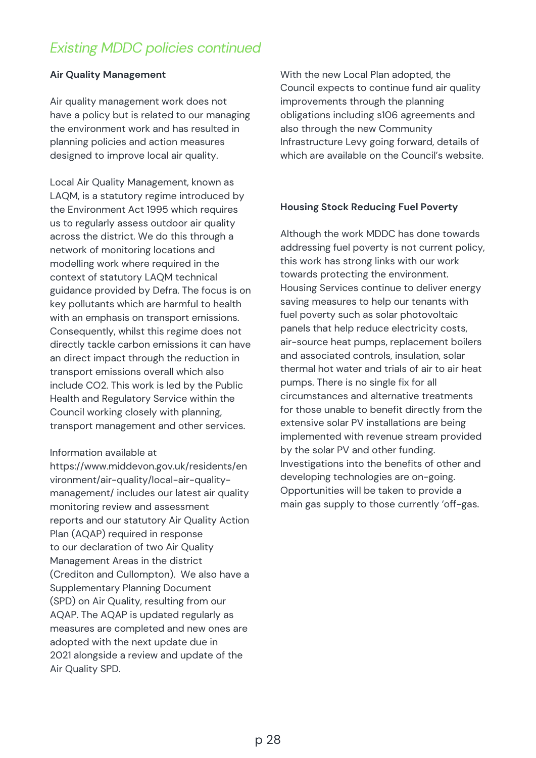## *Existing MDDC policies continued*

**Air Quality Management**

Air quality management work does not have a policy but is related to our managing the environment work and has resulted in planning policies and action measures designed to improve local air quality.

Local Air Quality Management, known as LAQM, is a statutory regime introduced by the Environment Act 1995 which requires us to regularly assess outdoor air quality across the district. We do this through a network of monitoring locations and modelling work where required in the context of statutory LAQM technical guidance provided by Defra. The focus is on key pollutants which are harmful to health with an emphasis on transport emissions. Consequently, whilst this regime does not directly tackle carbon emissions it can have an direct impact through the reduction in transport emissions overall which also include CO2. This work is led by the Public Health and Regulatory Service within the Council working closely with planning, transport management and other services.

Information available at https://www.middevon.gov.uk/residents/environment/air-quality/local-air-quality-management/ includes our latest air quality monitoring review and assessment reports and our statutory Air Quality Action Plan (AQAP) required in response to our declaration of two Air Quality Management Areas in the district (Crediton and Cullompton). We also have a Supplementary Planning Document (SPD) on Air Quality, resulting from our AQAP. The AQAP is updated regularly as measures are completed and new ones are adopted with the next update due in 2021 alongside a review and update of the Air Quality SPD.

With the new Local Plan adopted, the Council expects to continue fund air quality improvements through the planning obligations including s106 agreements and also through the new Community Infrastructure Levy going forward, details of which are available on the Council's website.

**Housing Stock Reducing Fuel Poverty**

Although the work MDDC has done towards addressing fuel poverty is not current policy, this work has strong links with our work towards protecting the environment. Housing Services continue to deliver energy saving measures to help our tenants with fuel poverty such as solar photovoltaic panels that help reduce electricity costs, air-source heat pumps, replacement boilers and associated controls, insulation, solar thermal hot water and trials of air to air heat pumps. There is no single fix for all circumstances and alternative treatments for those unable to benefit directly from the extensive solar PV installations are being implemented with revenue stream provided by the solar PV and other funding. Investigations into the benefits of other and developing technologies are on-going. Opportunities will be taken to provide a main gas supply to those currently 'off-gas.